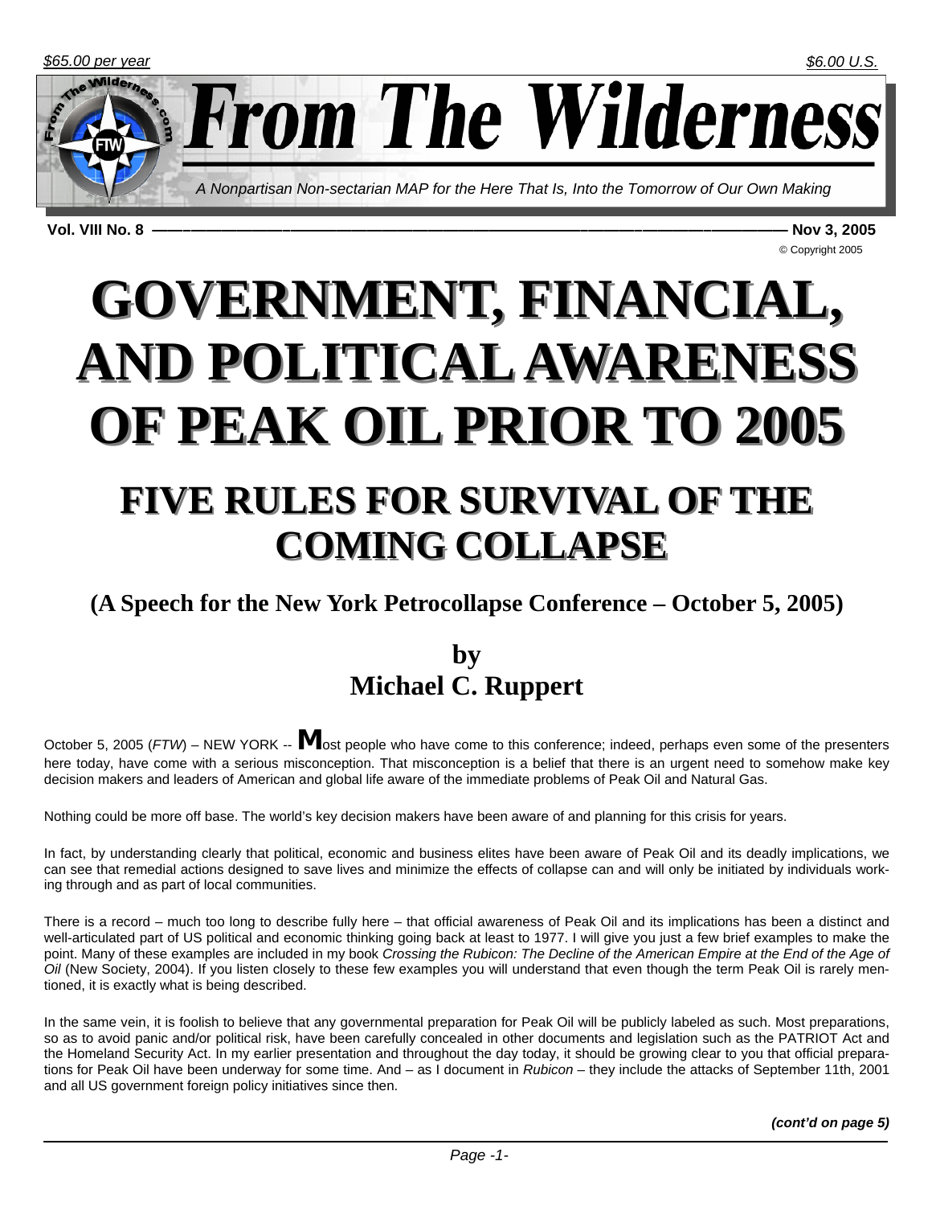*$65.00 per year* *$6.00 U.S.*

# From The Wilderness

*A Nonpartisan Non-sectarian MAP for the Here That Is, Into the Tomorrow of Our Own Making*

**Vol. VIII No. 8** — **Nov 3, 2005**

© Copyright 2005

# GOVERNMENT, FINANCIAL, AND POLITICAL AWARENESS OF PEAK OIL PRIOR TO 2005

## FIVE RULES FOR SURVIVAL OF THE COMING COLLAPSE

### (A Speech for the New York Petrocollapse Conference – October 5, 2005)

### by
### Michael C. Ruppert

October 5, 2005 (*FTW*) – NEW YORK -- **M**ost people who have come to this conference; indeed, perhaps even some of the presenters here today, have come with a serious misconception. That misconception is a belief that there is an urgent need to somehow make key decision makers and leaders of American and global life aware of the immediate problems of Peak Oil and Natural Gas.

Nothing could be more off base. The world's key decision makers have been aware of and planning for this crisis for years.

In fact, by understanding clearly that political, economic and business elites have been aware of Peak Oil and its deadly implications, we can see that remedial actions designed to save lives and minimize the effects of collapse can and will only be initiated by individuals working through and as part of local communities.

There is a record – much too long to describe fully here – that official awareness of Peak Oil and its implications has been a distinct and well-articulated part of US political and economic thinking going back at least to 1977. I will give you just a few brief examples to make the point. Many of these examples are included in my book *Crossing the Rubicon: The Decline of the American Empire at the End of the Age of Oil* (New Society, 2004). If you listen closely to these few examples you will understand that even though the term Peak Oil is rarely mentioned, it is exactly what is being described.

In the same vein, it is foolish to believe that any governmental preparation for Peak Oil will be publicly labeled as such. Most preparations, so as to avoid panic and/or political risk, have been carefully concealed in other documents and legislation such as the PATRIOT Act and the Homeland Security Act. In my earlier presentation and throughout the day today, it should be growing clear to you that official preparations for Peak Oil have been underway for some time. And – as I document in *Rubicon* – they include the attacks of September 11th, 2001 and all US government foreign policy initiatives since then.

***(cont'd on page 5)***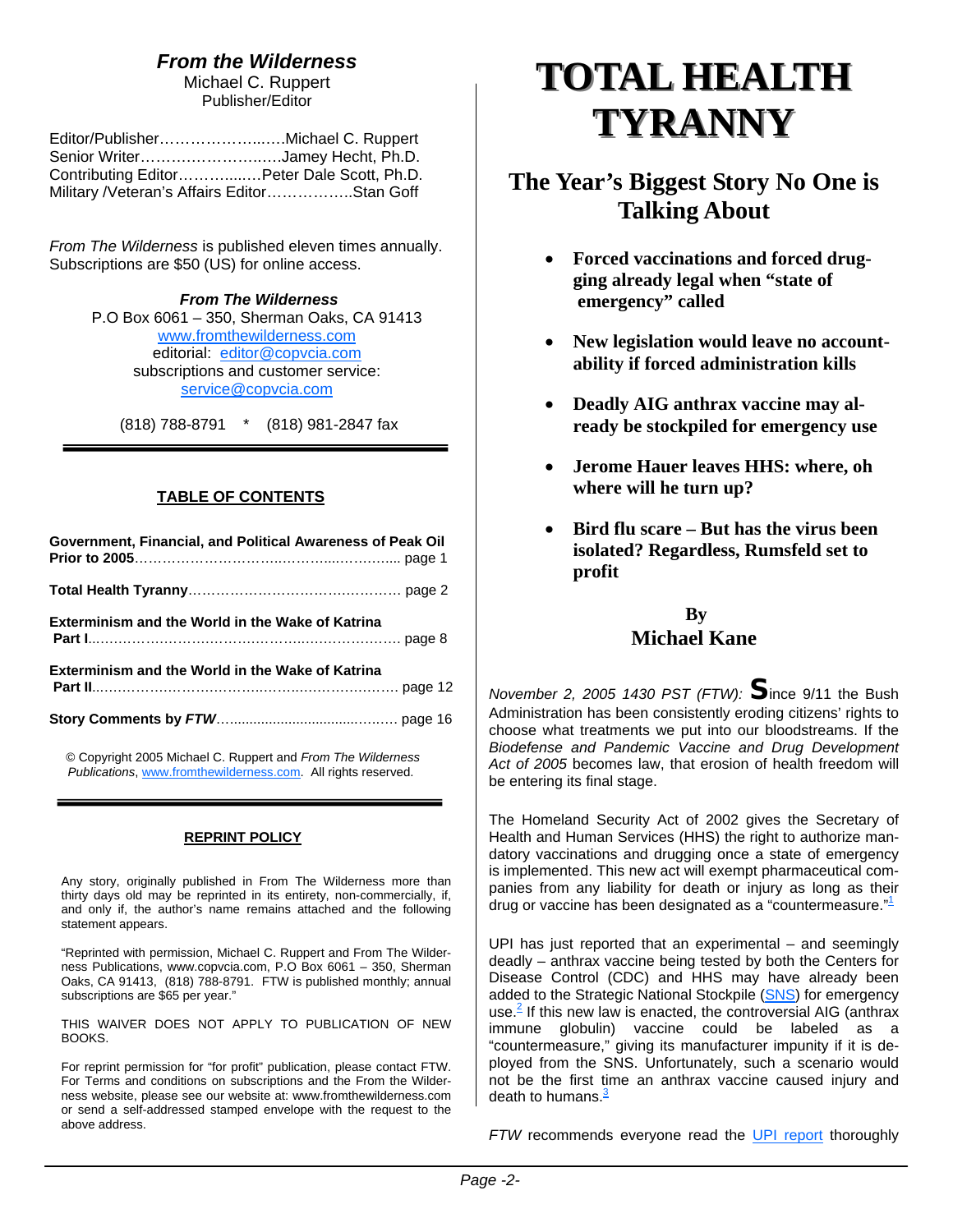## *From the Wilderness*

Michael C. Ruppert
Publisher/Editor

Editor/Publisher……………………..….Michael C. Ruppert
Senior Writer…………………….…..Jamey Hecht, Ph.D.
Contributing Editor………....….Peter Dale Scott, Ph.D.
Military /Veteran's Affairs Editor……………..Stan Goff

*From The Wilderness* is published eleven times annually. Subscriptions are $50 (US) for online access.

***From The Wilderness***
P.O Box 6061 – 350, Sherman Oaks, CA 91413
www.fromthewilderness.com
editorial: editor@copvcia.com
subscriptions and customer service:
service@copvcia.com

(818) 788-8791 * (818) 981-2847 fax

---

### TABLE OF CONTENTS

**Government, Financial, and Political Awareness of Peak Oil Prior to 2005**…………………………………………………... page 1

**Total Health Tyranny**……………………………………… page 2

**Exterminism and the World in the Wake of Katrina Part I**……………………………………………………………… page 8

**Exterminism and the World in the Wake of Katrina Part II**……………………………………………………………… page 12

**Story Comments by *FTW***………………………………… page 16

© Copyright 2005 Michael C. Ruppert and *From The Wilderness Publications*, www.fromthewilderness.com. All rights reserved.

---

### REPRINT POLICY

Any story, originally published in From The Wilderness more than thirty days old may be reprinted in its entirety, non-commercially, if, and only if, the author's name remains attached and the following statement appears.

"Reprinted with permission, Michael C. Ruppert and From The Wilderness Publications, www.copvcia.com, P.O Box 6061 – 350, Sherman Oaks, CA 91413, (818) 788-8791. FTW is published monthly; annual subscriptions are $65 per year."

THIS WAIVER DOES NOT APPLY TO PUBLICATION OF NEW BOOKS.

For reprint permission for "for profit" publication, please contact FTW. For Terms and conditions on subscriptions and the From the Wilderness website, please see our website at: www.fromthewilderness.com or send a self-addressed stamped envelope with the request to the above address.

# TOTAL HEALTH TYRANNY

## The Year's Biggest Story No One is Talking About

- **Forced vaccinations and forced drugging already legal when "state of emergency" called**
- **New legislation would leave no accountability if forced administration kills**
- **Deadly AIG anthrax vaccine may already be stockpiled for emergency use**
- **Jerome Hauer leaves HHS: where, oh where will he turn up?**
- **Bird flu scare – But has the virus been isolated? Regardless, Rumsfeld set to profit**

**By**
**Michael Kane**

*November 2, 2005 1430 PST (FTW):* Since 9/11 the Bush Administration has been consistently eroding citizens' rights to choose what treatments we put into our bloodstreams. If the *Biodefense and Pandemic Vaccine and Drug Development Act of 2005* becomes law, that erosion of health freedom will be entering its final stage.

The Homeland Security Act of 2002 gives the Secretary of Health and Human Services (HHS) the right to authorize mandatory vaccinations and drugging once a state of emergency is implemented. This new act will exempt pharmaceutical companies from any liability for death or injury as long as their drug or vaccine has been designated as a "countermeasure."[1]

UPI has just reported that an experimental – and seemingly deadly – anthrax vaccine being tested by both the Centers for Disease Control (CDC) and HHS may have already been added to the Strategic National Stockpile (SNS) for emergency use.[2] If this new law is enacted, the controversial AIG (anthrax immune globulin) vaccine could be labeled as a "countermeasure," giving its manufacturer impunity if it is deployed from the SNS. Unfortunately, such a scenario would not be the first time an anthrax vaccine caused injury and death to humans.[3]

*FTW* recommends everyone read the UPI report thoroughly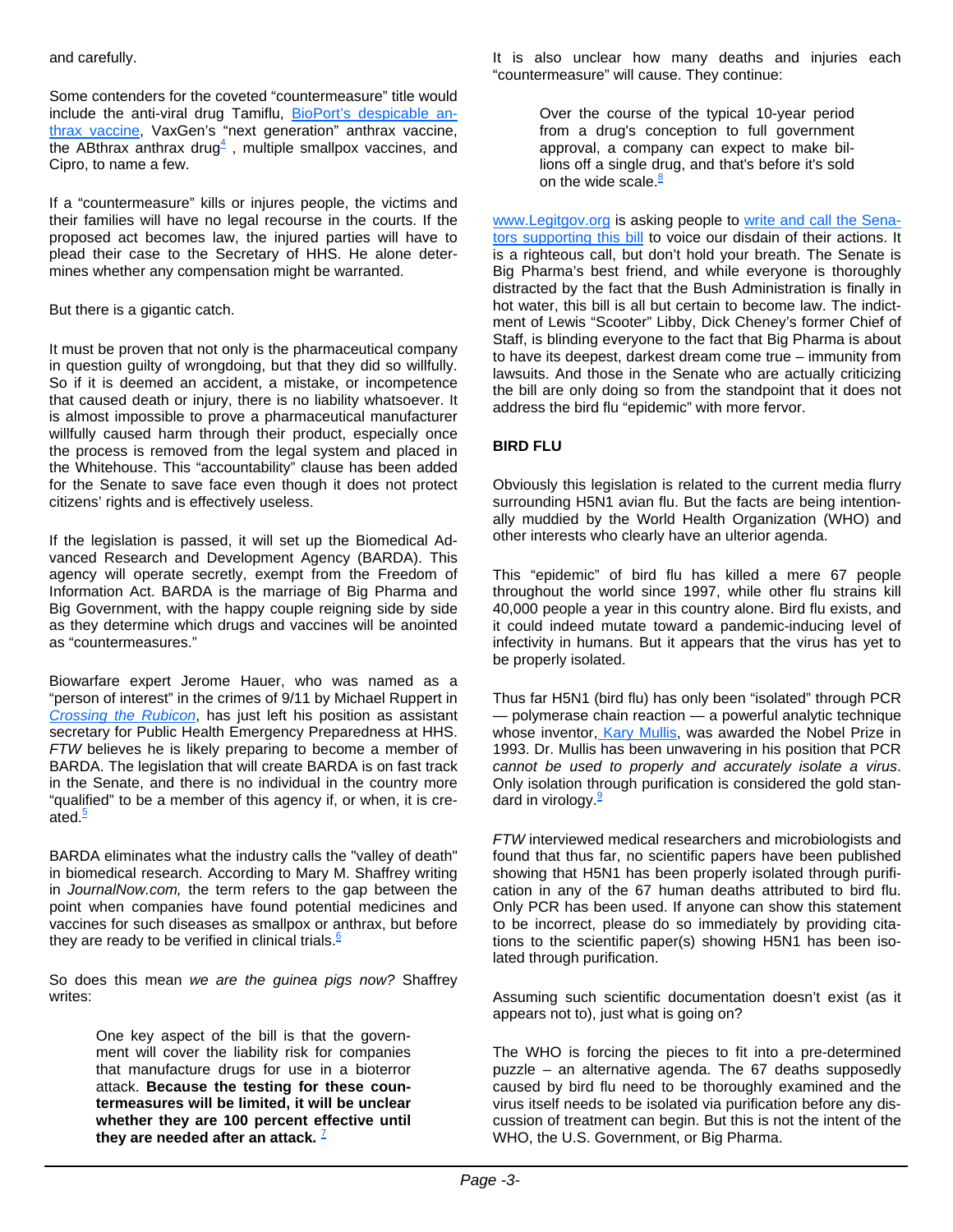and carefully.

Some contenders for the coveted "countermeasure" title would include the anti-viral drug Tamiflu, BioPort's despicable anthrax vaccine, VaxGen's "next generation" anthrax vaccine, the ABthrax anthrax drug[4] , multiple smallpox vaccines, and Cipro, to name a few.

If a "countermeasure" kills or injures people, the victims and their families will have no legal recourse in the courts. If the proposed act becomes law, the injured parties will have to plead their case to the Secretary of HHS. He alone determines whether any compensation might be warranted.

But there is a gigantic catch.

It must be proven that not only is the pharmaceutical company in question guilty of wrongdoing, but that they did so willfully. So if it is deemed an accident, a mistake, or incompetence that caused death or injury, there is no liability whatsoever. It is almost impossible to prove a pharmaceutical manufacturer willfully caused harm through their product, especially once the process is removed from the legal system and placed in the Whitehouse. This "accountability" clause has been added for the Senate to save face even though it does not protect citizens' rights and is effectively useless.

If the legislation is passed, it will set up the Biomedical Advanced Research and Development Agency (BARDA). This agency will operate secretly, exempt from the Freedom of Information Act. BARDA is the marriage of Big Pharma and Big Government, with the happy couple reigning side by side as they determine which drugs and vaccines will be anointed as "countermeasures."

Biowarfare expert Jerome Hauer, who was named as a "person of interest" in the crimes of 9/11 by Michael Ruppert in *Crossing the Rubicon*, has just left his position as assistant secretary for Public Health Emergency Preparedness at HHS. *FTW* believes he is likely preparing to become a member of BARDA. The legislation that will create BARDA is on fast track in the Senate, and there is no individual in the country more "qualified" to be a member of this agency if, or when, it is created.[5]

BARDA eliminates what the industry calls the "valley of death" in biomedical research. According to Mary M. Shaffrey writing in *JournalNow.com,* the term refers to the gap between the point when companies have found potential medicines and vaccines for such diseases as smallpox or anthrax, but before they are ready to be verified in clinical trials.[6]

So does this mean *we are the guinea pigs now?* Shaffrey writes:

> One key aspect of the bill is that the government will cover the liability risk for companies that manufacture drugs for use in a bioterror attack. **Because the testing for these countermeasures will be limited, it will be unclear whether they are 100 percent effective until they are needed after an attack.** [7]

It is also unclear how many deaths and injuries each "countermeasure" will cause. They continue:

> Over the course of the typical 10-year period from a drug's conception to full government approval, a company can expect to make billions off a single drug, and that's before it's sold on the wide scale.[8]

www.Legitgov.org is asking people to write and call the Senators supporting this bill to voice our disdain of their actions. It is a righteous call, but don't hold your breath. The Senate is Big Pharma's best friend, and while everyone is thoroughly distracted by the fact that the Bush Administration is finally in hot water, this bill is all but certain to become law. The indictment of Lewis "Scooter" Libby, Dick Cheney's former Chief of Staff, is blinding everyone to the fact that Big Pharma is about to have its deepest, darkest dream come true – immunity from lawsuits. And those in the Senate who are actually criticizing the bill are only doing so from the standpoint that it does not address the bird flu "epidemic" with more fervor.

**BIRD FLU**

Obviously this legislation is related to the current media flurry surrounding H5N1 avian flu. But the facts are being intentionally muddied by the World Health Organization (WHO) and other interests who clearly have an ulterior agenda.

This "epidemic" of bird flu has killed a mere 67 people throughout the world since 1997, while other flu strains kill 40,000 people a year in this country alone. Bird flu exists, and it could indeed mutate toward a pandemic-inducing level of infectivity in humans. But it appears that the virus has yet to be properly isolated.

Thus far H5N1 (bird flu) has only been "isolated" through PCR — polymerase chain reaction — a powerful analytic technique whose inventor, Kary Mullis, was awarded the Nobel Prize in 1993. Dr. Mullis has been unwavering in his position that PCR *cannot be used to properly and accurately isolate a virus*. Only isolation through purification is considered the gold standard in virology.[9]

*FTW* interviewed medical researchers and microbiologists and found that thus far, no scientific papers have been published showing that H5N1 has been properly isolated through purification in any of the 67 human deaths attributed to bird flu. Only PCR has been used. If anyone can show this statement to be incorrect, please do so immediately by providing citations to the scientific paper(s) showing H5N1 has been isolated through purification.

Assuming such scientific documentation doesn't exist (as it appears not to), just what is going on?

The WHO is forcing the pieces to fit into a pre-determined puzzle – an alternative agenda. The 67 deaths supposedly caused by bird flu need to be thoroughly examined and the virus itself needs to be isolated via purification before any discussion of treatment can begin. But this is not the intent of the WHO, the U.S. Government, or Big Pharma.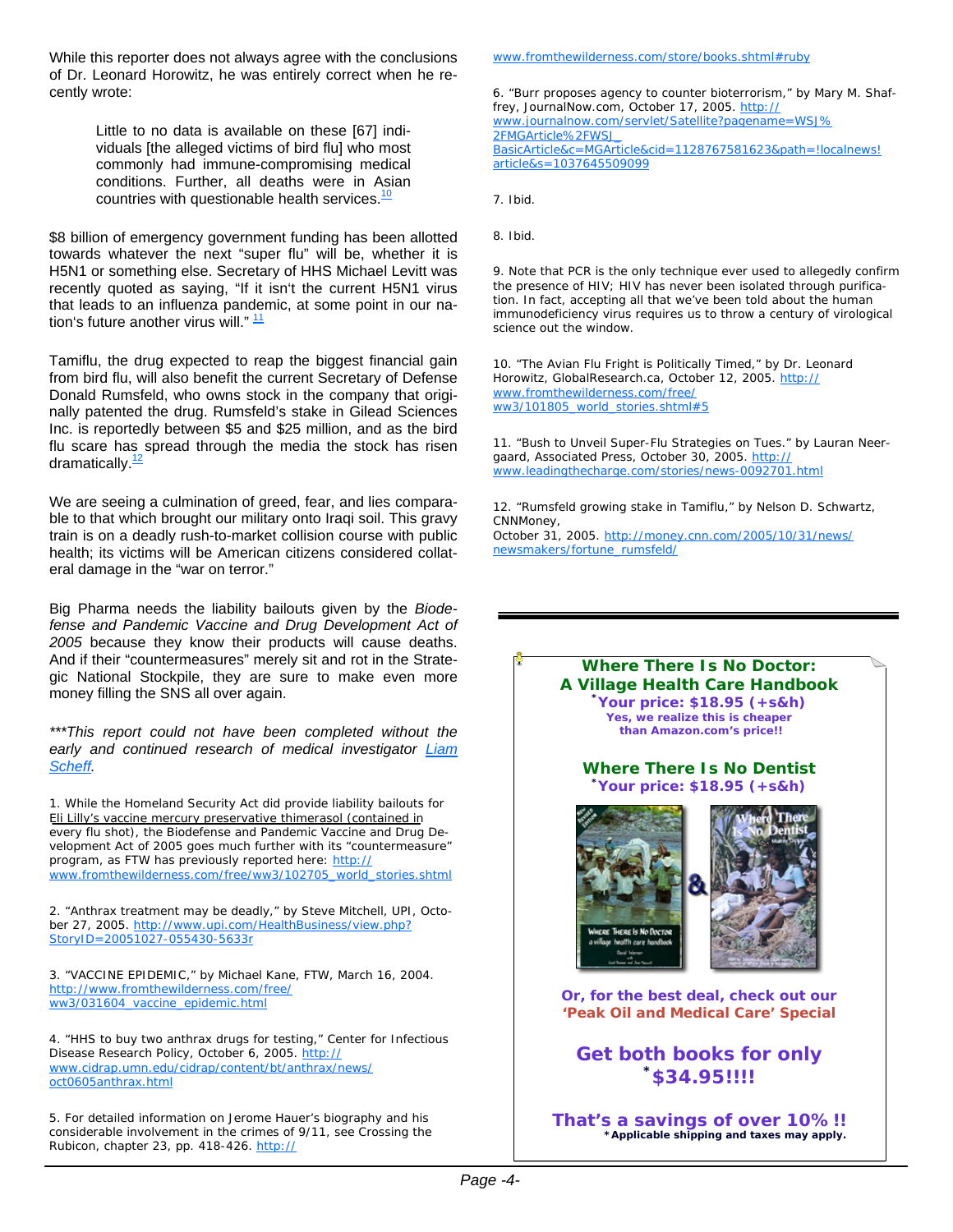While this reporter does not always agree with the conclusions of Dr. Leonard Horowitz, he was entirely correct when he recently wrote:

> Little to no data is available on these [67] individuals [the alleged victims of bird flu] who most commonly had immune-compromising medical conditions. Further, all deaths were in Asian countries with questionable health services.[10]

$8 billion of emergency government funding has been allotted towards whatever the next "super flu" will be, whether it is H5N1 or something else. Secretary of HHS Michael Levitt was recently quoted as saying, "If it isn't the current H5N1 virus that leads to an influenza pandemic, at some point in our nation's future another virus will." [11]

Tamiflu, the drug expected to reap the biggest financial gain from bird flu, will also benefit the current Secretary of Defense Donald Rumsfeld, who owns stock in the company that originally patented the drug. Rumsfeld's stake in Gilead Sciences Inc. is reportedly between $5 and $25 million, and as the bird flu scare has spread through the media the stock has risen dramatically.[12]

We are seeing a culmination of greed, fear, and lies comparable to that which brought our military onto Iraqi soil. This gravy train is on a deadly rush-to-market collision course with public health; its victims will be American citizens considered collateral damage in the "war on terror."

Big Pharma needs the liability bailouts given by the *Biodefense and Pandemic Vaccine and Drug Development Act of 2005* because they know their products will cause deaths. And if their "countermeasures" merely sit and rot in the Strategic National Stockpile, they are sure to make even more money filling the SNS all over again.

****This report could not have been completed without the early and continued research of medical investigator Liam Scheff.*

1. While the Homeland Security Act did provide liability bailouts for Eli Lilly's vaccine mercury preservative thimerasol (contained in every flu shot), the Biodefense and Pandemic Vaccine and Drug Development Act of 2005 goes much further with its "countermeasure" program, as FTW has previously reported here: http://www.fromthewilderness.com/free/ww3/102705_world_stories.shtml

2. "Anthrax treatment may be deadly," by Steve Mitchell, UPI, October 27, 2005. http://www.upi.com/HealthBusiness/view.php?StoryID=20051027-055430-5633r

3. "VACCINE EPIDEMIC," by Michael Kane, FTW, March 16, 2004. http://www.fromthewilderness.com/free/ww3/031604_vaccine_epidemic.html

4. "HHS to buy two anthrax drugs for testing," Center for Infectious Disease Research Policy, October 6, 2005. http://www.cidrap.umn.edu/cidrap/content/bt/anthrax/news/oct0605anthrax.html

5. For detailed information on Jerome Hauer's biography and his considerable involvement in the crimes of 9/11, see Crossing the Rubicon, chapter 23, pp. 418-426. http://www.fromthewilderness.com/store/books.shtml#ruby

6. "Burr proposes agency to counter bioterrorism," by Mary M. Shaffrey, JournalNow.com, October 17, 2005. http://www.journalnow.com/servlet/Satellite?pagename=WSJ%2FMGArticle%2FWSJ_BasicArticle&c=MGArticle&cid=1128767581623&path=!localnews!article&s=1037645509099

7. Ibid.

8. Ibid.

9. Note that PCR is the only technique ever used to allegedly confirm the presence of HIV; HIV has never been isolated through purification. In fact, accepting all that we've been told about the human immunodeficiency virus requires us to throw a century of virological science out the window.

10. "The Avian Flu Fright is Politically Timed," by Dr. Leonard Horowitz, GlobalResearch.ca, October 12, 2005. http://www.fromthewilderness.com/free/ww3/101805_world_stories.shtml#5

11. "Bush to Unveil Super-Flu Strategies on Tues." by Lauran Neergaard, Associated Press, October 30, 2005. http://www.leadingthecharge.com/stories/news-0092701.html

12. "Rumsfeld growing stake in Tamiflu," by Nelson D. Schwartz, CNNMoney, October 31, 2005. http://money.cnn.com/2005/10/31/news/newsmakers/fortune_rumsfeld/

---

**Where There Is No Doctor: A Village Health Care Handbook**
***Your price: $18.95 (+s&h)***
**Yes, we realize this is cheaper than Amazon.com's price!!**

**Where There Is No Dentist**
***Your price: $18.95 (+s&h)***

**Or, for the best deal, check out our 'Peak Oil and Medical Care' Special**

**Get both books for only *$34.95!!!!**

**That's a savings of over 10% !!**
***Applicable shipping and taxes may apply.**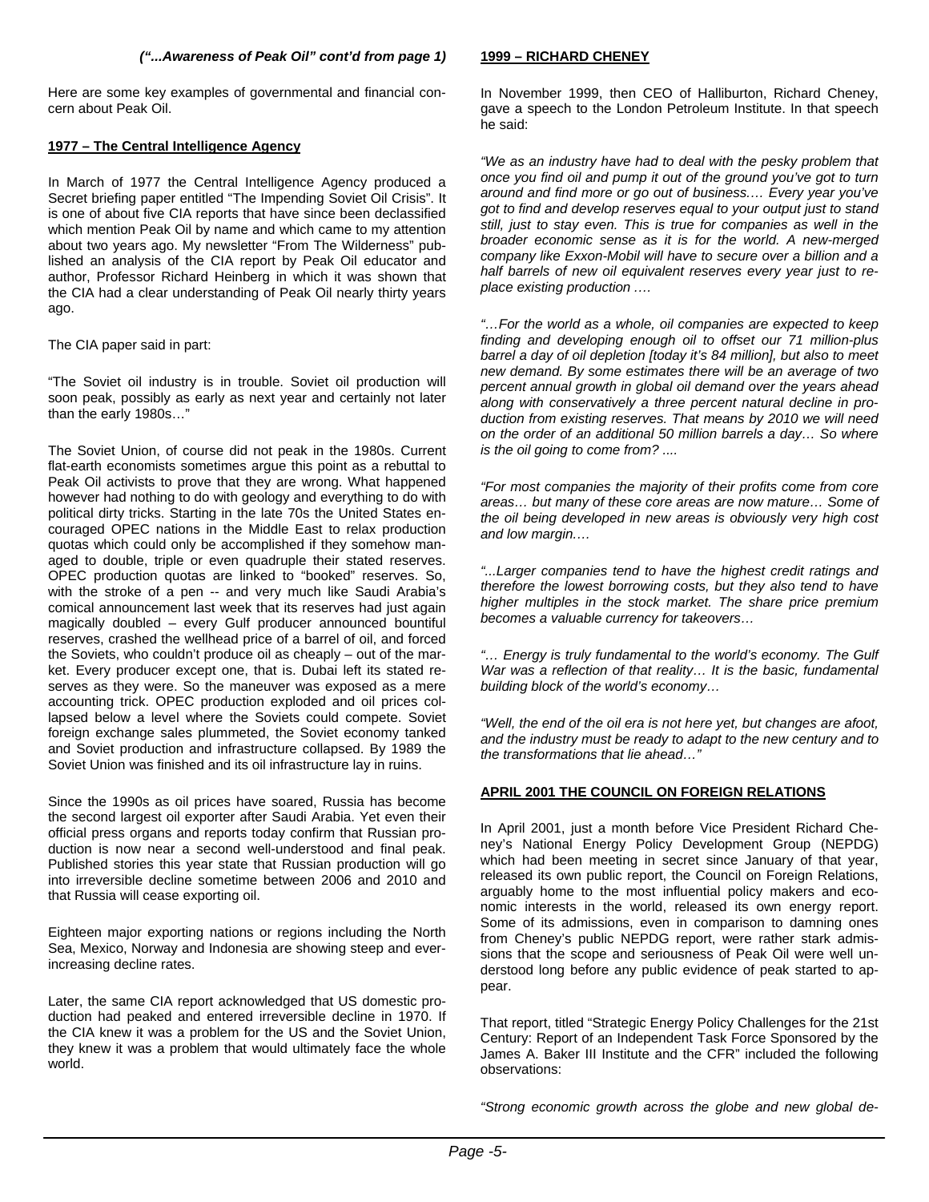*("...Awareness of Peak Oil" cont'd from page 1)*

Here are some key examples of governmental and financial concern about Peak Oil.

**1977 – The Central Intelligence Agency**

In March of 1977 the Central Intelligence Agency produced a Secret briefing paper entitled "The Impending Soviet Oil Crisis". It is one of about five CIA reports that have since been declassified which mention Peak Oil by name and which came to my attention about two years ago. My newsletter "From The Wilderness" published an analysis of the CIA report by Peak Oil educator and author, Professor Richard Heinberg in which it was shown that the CIA had a clear understanding of Peak Oil nearly thirty years ago.

The CIA paper said in part:

"The Soviet oil industry is in trouble. Soviet oil production will soon peak, possibly as early as next year and certainly not later than the early 1980s…"

The Soviet Union, of course did not peak in the 1980s. Current flat-earth economists sometimes argue this point as a rebuttal to Peak Oil activists to prove that they are wrong. What happened however had nothing to do with geology and everything to do with political dirty tricks. Starting in the late 70s the United States encouraged OPEC nations in the Middle East to relax production quotas which could only be accomplished if they somehow managed to double, triple or even quadruple their stated reserves. OPEC production quotas are linked to "booked" reserves. So, with the stroke of a pen -- and very much like Saudi Arabia's comical announcement last week that its reserves had just again magically doubled – every Gulf producer announced bountiful reserves, crashed the wellhead price of a barrel of oil, and forced the Soviets, who couldn't produce oil as cheaply – out of the market. Every producer except one, that is. Dubai left its stated reserves as they were. So the maneuver was exposed as a mere accounting trick. OPEC production exploded and oil prices collapsed below a level where the Soviets could compete. Soviet foreign exchange sales plummeted, the Soviet economy tanked and Soviet production and infrastructure collapsed. By 1989 the Soviet Union was finished and its oil infrastructure lay in ruins.

Since the 1990s as oil prices have soared, Russia has become the second largest oil exporter after Saudi Arabia. Yet even their official press organs and reports today confirm that Russian production is now near a second well-understood and final peak. Published stories this year state that Russian production will go into irreversible decline sometime between 2006 and 2010 and that Russia will cease exporting oil.

Eighteen major exporting nations or regions including the North Sea, Mexico, Norway and Indonesia are showing steep and ever-increasing decline rates.

Later, the same CIA report acknowledged that US domestic production had peaked and entered irreversible decline in 1970. If the CIA knew it was a problem for the US and the Soviet Union, they knew it was a problem that would ultimately face the whole world.

**1999 – RICHARD CHENEY**

In November 1999, then CEO of Halliburton, Richard Cheney, gave a speech to the London Petroleum Institute. In that speech he said:

*"We as an industry have had to deal with the pesky problem that once you find oil and pump it out of the ground you've got to turn around and find more or go out of business.… Every year you've got to find and develop reserves equal to your output just to stand still, just to stay even. This is true for companies as well in the broader economic sense as it is for the world. A new-merged company like Exxon-Mobil will have to secure over a billion and a half barrels of new oil equivalent reserves every year just to replace existing production ….*

*"…For the world as a whole, oil companies are expected to keep finding and developing enough oil to offset our 71 million-plus barrel a day of oil depletion [today it's 84 million], but also to meet new demand. By some estimates there will be an average of two percent annual growth in global oil demand over the years ahead along with conservatively a three percent natural decline in production from existing reserves. That means by 2010 we will need on the order of an additional 50 million barrels a day… So where is the oil going to come from? ....*

*"For most companies the majority of their profits come from core areas… but many of these core areas are now mature… Some of the oil being developed in new areas is obviously very high cost and low margin.…*

*"...Larger companies tend to have the highest credit ratings and therefore the lowest borrowing costs, but they also tend to have higher multiples in the stock market. The share price premium becomes a valuable currency for takeovers…*

*"… Energy is truly fundamental to the world's economy. The Gulf War was a reflection of that reality… It is the basic, fundamental building block of the world's economy…*

*"Well, the end of the oil era is not here yet, but changes are afoot, and the industry must be ready to adapt to the new century and to the transformations that lie ahead…"*

**APRIL 2001 THE COUNCIL ON FOREIGN RELATIONS**

In April 2001, just a month before Vice President Richard Cheney's National Energy Policy Development Group (NEPDG) which had been meeting in secret since January of that year, released its own public report, the Council on Foreign Relations, arguably home to the most influential policy makers and economic interests in the world, released its own energy report. Some of its admissions, even in comparison to damning ones from Cheney's public NEPDG report, were rather stark admissions that the scope and seriousness of Peak Oil were well understood long before any public evidence of peak started to appear.

That report, titled "Strategic Energy Policy Challenges for the 21st Century: Report of an Independent Task Force Sponsored by the James A. Baker III Institute and the CFR" included the following observations:

*"Strong economic growth across the globe and new global de-*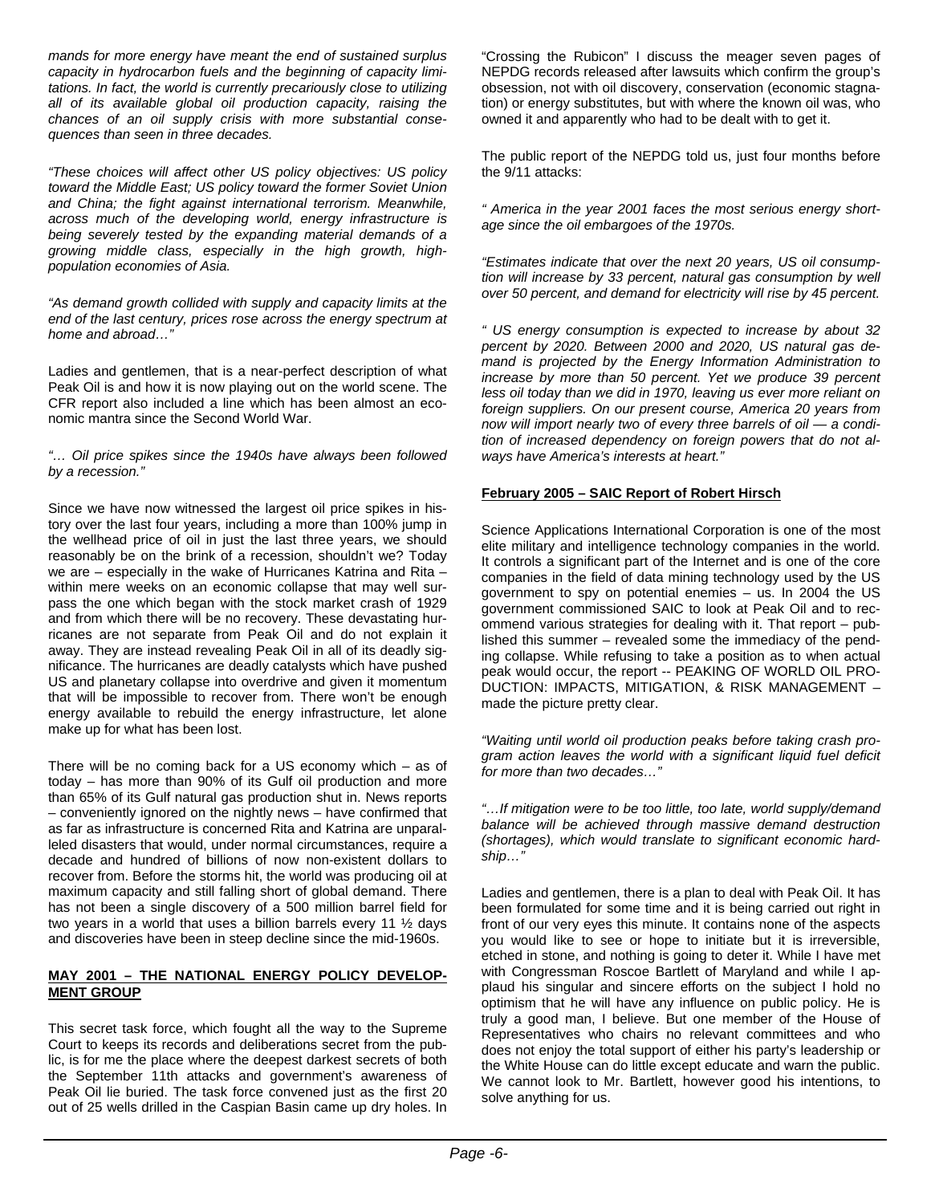*mands for more energy have meant the end of sustained surplus capacity in hydrocarbon fuels and the beginning of capacity limitations. In fact, the world is currently precariously close to utilizing all of its available global oil production capacity, raising the chances of an oil supply crisis with more substantial consequences than seen in three decades.*

*"These choices will affect other US policy objectives: US policy toward the Middle East; US policy toward the former Soviet Union and China; the fight against international terrorism. Meanwhile, across much of the developing world, energy infrastructure is being severely tested by the expanding material demands of a growing middle class, especially in the high growth, high-population economies of Asia.*

*"As demand growth collided with supply and capacity limits at the end of the last century, prices rose across the energy spectrum at home and abroad…"*

Ladies and gentlemen, that is a near-perfect description of what Peak Oil is and how it is now playing out on the world scene. The CFR report also included a line which has been almost an economic mantra since the Second World War.

*"… Oil price spikes since the 1940s have always been followed by a recession."*

Since we have now witnessed the largest oil price spikes in history over the last four years, including a more than 100% jump in the wellhead price of oil in just the last three years, we should reasonably be on the brink of a recession, shouldn't we? Today we are – especially in the wake of Hurricanes Katrina and Rita – within mere weeks on an economic collapse that may well surpass the one which began with the stock market crash of 1929 and from which there will be no recovery. These devastating hurricanes are not separate from Peak Oil and do not explain it away. They are instead revealing Peak Oil in all of its deadly significance. The hurricanes are deadly catalysts which have pushed US and planetary collapse into overdrive and given it momentum that will be impossible to recover from. There won't be enough energy available to rebuild the energy infrastructure, let alone make up for what has been lost.

There will be no coming back for a US economy which – as of today – has more than 90% of its Gulf oil production and more than 65% of its Gulf natural gas production shut in. News reports – conveniently ignored on the nightly news – have confirmed that as far as infrastructure is concerned Rita and Katrina are unparalleled disasters that would, under normal circumstances, require a decade and hundred of billions of now non-existent dollars to recover from. Before the storms hit, the world was producing oil at maximum capacity and still falling short of global demand. There has not been a single discovery of a 500 million barrel field for two years in a world that uses a billion barrels every 11 ½ days and discoveries have been in steep decline since the mid-1960s.

**MAY 2001 – THE NATIONAL ENERGY POLICY DEVELOPMENT GROUP**

This secret task force, which fought all the way to the Supreme Court to keeps its records and deliberations secret from the public, is for me the place where the deepest darkest secrets of both the September 11th attacks and government's awareness of Peak Oil lie buried. The task force convened just as the first 20 out of 25 wells drilled in the Caspian Basin came up dry holes. In "Crossing the Rubicon" I discuss the meager seven pages of NEPDG records released after lawsuits which confirm the group's obsession, not with oil discovery, conservation (economic stagnation) or energy substitutes, but with where the known oil was, who owned it and apparently who had to be dealt with to get it.

The public report of the NEPDG told us, just four months before the 9/11 attacks:

*" America in the year 2001 faces the most serious energy shortage since the oil embargoes of the 1970s.*

*"Estimates indicate that over the next 20 years, US oil consumption will increase by 33 percent, natural gas consumption by well over 50 percent, and demand for electricity will rise by 45 percent.*

*" US energy consumption is expected to increase by about 32 percent by 2020. Between 2000 and 2020, US natural gas demand is projected by the Energy Information Administration to increase by more than 50 percent. Yet we produce 39 percent less oil today than we did in 1970, leaving us ever more reliant on foreign suppliers. On our present course, America 20 years from now will import nearly two of every three barrels of oil — a condition of increased dependency on foreign powers that do not always have America's interests at heart."*

**February 2005 – SAIC Report of Robert Hirsch**

Science Applications International Corporation is one of the most elite military and intelligence technology companies in the world. It controls a significant part of the Internet and is one of the core companies in the field of data mining technology used by the US government to spy on potential enemies – us. In 2004 the US government commissioned SAIC to look at Peak Oil and to recommend various strategies for dealing with it. That report – published this summer – revealed some the immediacy of the pending collapse. While refusing to take a position as to when actual peak would occur, the report -- PEAKING OF WORLD OIL PRODUCTION: IMPACTS, MITIGATION, & RISK MANAGEMENT – made the picture pretty clear.

*"Waiting until world oil production peaks before taking crash program action leaves the world with a significant liquid fuel deficit for more than two decades…"*

*"…If mitigation were to be too little, too late, world supply/demand balance will be achieved through massive demand destruction (shortages), which would translate to significant economic hardship…"*

Ladies and gentlemen, there is a plan to deal with Peak Oil. It has been formulated for some time and it is being carried out right in front of our very eyes this minute. It contains none of the aspects you would like to see or hope to initiate but it is irreversible, etched in stone, and nothing is going to deter it. While I have met with Congressman Roscoe Bartlett of Maryland and while I applaud his singular and sincere efforts on the subject I hold no optimism that he will have any influence on public policy. He is truly a good man, I believe. But one member of the House of Representatives who chairs no relevant committees and who does not enjoy the total support of either his party's leadership or the White House can do little except educate and warn the public. We cannot look to Mr. Bartlett, however good his intentions, to solve anything for us.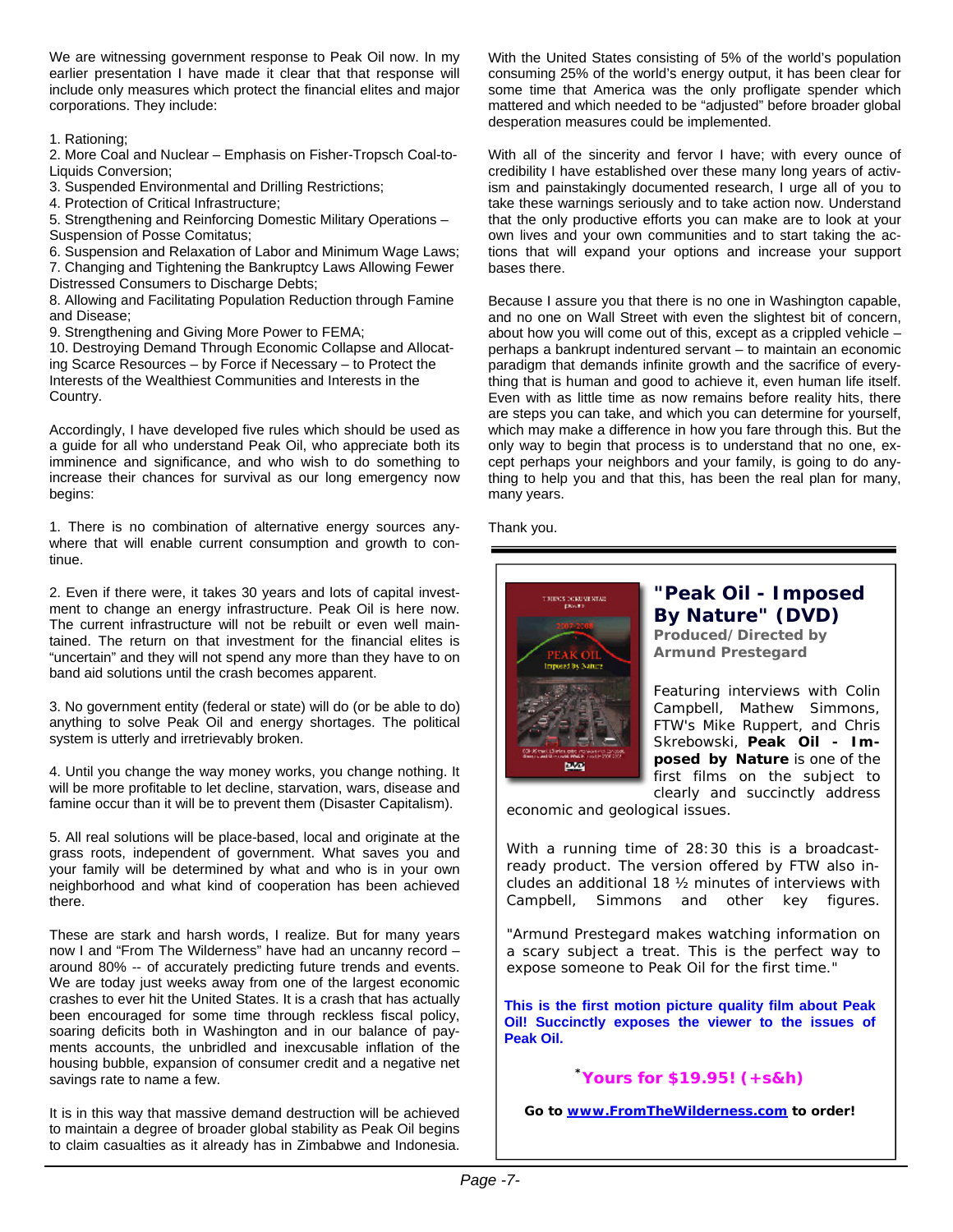We are witnessing government response to Peak Oil now. In my earlier presentation I have made it clear that that response will include only measures which protect the financial elites and major corporations. They include:

1. Rationing;
2. More Coal and Nuclear – Emphasis on Fisher-Tropsch Coal-to-Liquids Conversion;
3. Suspended Environmental and Drilling Restrictions;
4. Protection of Critical Infrastructure;
5. Strengthening and Reinforcing Domestic Military Operations – Suspension of Posse Comitatus;
6. Suspension and Relaxation of Labor and Minimum Wage Laws;
7. Changing and Tightening the Bankruptcy Laws Allowing Fewer Distressed Consumers to Discharge Debts;
8. Allowing and Facilitating Population Reduction through Famine and Disease;
9. Strengthening and Giving More Power to FEMA;
10. Destroying Demand Through Economic Collapse and Allocating Scarce Resources – by Force if Necessary – to Protect the Interests of the Wealthiest Communities and Interests in the Country.

Accordingly, I have developed five rules which should be used as a guide for all who understand Peak Oil, who appreciate both its imminence and significance, and who wish to do something to increase their chances for survival as our long emergency now begins:

1. There is no combination of alternative energy sources anywhere that will enable current consumption and growth to continue.

2. Even if there were, it takes 30 years and lots of capital investment to change an energy infrastructure. Peak Oil is here now. The current infrastructure will not be rebuilt or even well maintained. The return on that investment for the financial elites is "uncertain" and they will not spend any more than they have to on band aid solutions until the crash becomes apparent.

3. No government entity (federal or state) will do (or be able to do) anything to solve Peak Oil and energy shortages. The political system is utterly and irretrievably broken.

4. Until you change the way money works, you change nothing. It will be more profitable to let decline, starvation, wars, disease and famine occur than it will be to prevent them (Disaster Capitalism).

5. All real solutions will be place-based, local and originate at the grass roots, independent of government. What saves you and your family will be determined by what and who is in your own neighborhood and what kind of cooperation has been achieved there.

These are stark and harsh words, I realize. But for many years now I and "From The Wilderness" have had an uncanny record – around 80% -- of accurately predicting future trends and events. We are today just weeks away from one of the largest economic crashes to ever hit the United States. It is a crash that has actually been encouraged for some time through reckless fiscal policy, soaring deficits both in Washington and in our balance of payments accounts, the unbridled and inexcusable inflation of the housing bubble, expansion of consumer credit and a negative net savings rate to name a few.

It is in this way that massive demand destruction will be achieved to maintain a degree of broader global stability as Peak Oil begins to claim casualties as it already has in Zimbabwe and Indonesia.

With the United States consisting of 5% of the world's population consuming 25% of the world's energy output, it has been clear for some time that America was the only profligate spender which mattered and which needed to be "adjusted" before broader global desperation measures could be implemented.

With all of the sincerity and fervor I have; with every ounce of credibility I have established over these many long years of activism and painstakingly documented research, I urge all of you to take these warnings seriously and to take action now. Understand that the only productive efforts you can make are to look at your own lives and your own communities and to start taking the actions that will expand your options and increase your support bases there.

Because I assure you that there is no one in Washington capable, and no one on Wall Street with even the slightest bit of concern, about how you will come out of this, except as a crippled vehicle – perhaps a bankrupt indentured servant – to maintain an economic paradigm that demands infinite growth and the sacrifice of everything that is human and good to achieve it, even human life itself. Even with as little time as now remains before reality hits, there are steps you can take, and which you can determine for yourself, which may make a difference in how you fare through this. But the only way to begin that process is to understand that no one, except perhaps your neighbors and your family, is going to do anything to help you and that this, has been the real plan for many, many years.

Thank you.

---

## "Peak Oil - Imposed By Nature" (DVD)

**Produced/Directed by Armund Prestegard**

Featuring interviews with Colin Campbell, Mathew Simmons, FTW's Mike Ruppert, and Chris Skrebowski, **Peak Oil - Imposed by Nature** is one of the first films on the subject to clearly and succinctly address economic and geological issues.

With a running time of 28:30 this is a broadcast-ready product. The version offered by FTW also includes an additional 18 ½ minutes of interviews with Campbell, Simmons and other key figures.

"Armund Prestegard makes watching information on a scary subject a treat. This is the perfect way to expose someone to Peak Oil for the first time."

**This is the first motion picture quality film about Peak Oil! Succinctly exposes the viewer to the issues of Peak Oil.**

***Yours for $19.95! (+s&h)**

**Go to www.FromTheWilderness.com to order!**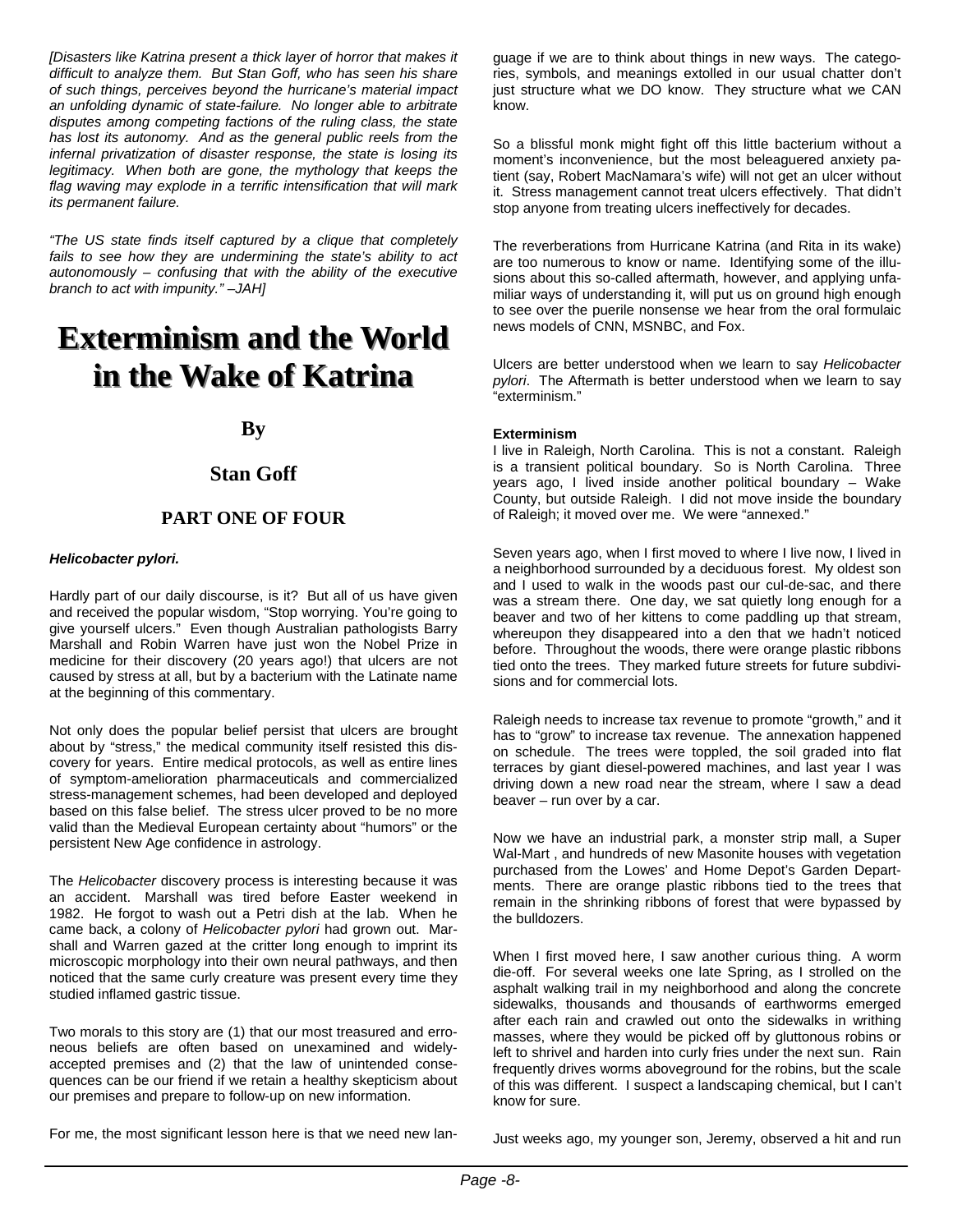*[Disasters like Katrina present a thick layer of horror that makes it difficult to analyze them. But Stan Goff, who has seen his share of such things, perceives beyond the hurricane's material impact an unfolding dynamic of state-failure. No longer able to arbitrate disputes among competing factions of the ruling class, the state has lost its autonomy. And as the general public reels from the infernal privatization of disaster response, the state is losing its legitimacy. When both are gone, the mythology that keeps the flag waving may explode in a terrific intensification that will mark its permanent failure.*

*"The US state finds itself captured by a clique that completely fails to see how they are undermining the state's ability to act autonomously – confusing that with the ability of the executive branch to act with impunity." –JAH]*

# Exterminism and the World in the Wake of Katrina

## By

## Stan Goff

### PART ONE OF FOUR

***Helicobacter pylori.***

Hardly part of our daily discourse, is it? But all of us have given and received the popular wisdom, "Stop worrying. You're going to give yourself ulcers." Even though Australian pathologists Barry Marshall and Robin Warren have just won the Nobel Prize in medicine for their discovery (20 years ago!) that ulcers are not caused by stress at all, but by a bacterium with the Latinate name at the beginning of this commentary.

Not only does the popular belief persist that ulcers are brought about by "stress," the medical community itself resisted this discovery for years. Entire medical protocols, as well as entire lines of symptom-amelioration pharmaceuticals and commercialized stress-management schemes, had been developed and deployed based on this false belief. The stress ulcer proved to be no more valid than the Medieval European certainty about "humors" or the persistent New Age confidence in astrology.

The *Helicobacter* discovery process is interesting because it was an accident. Marshall was tired before Easter weekend in 1982. He forgot to wash out a Petri dish at the lab. When he came back, a colony of *Helicobacter pylori* had grown out. Marshall and Warren gazed at the critter long enough to imprint its microscopic morphology into their own neural pathways, and then noticed that the same curly creature was present every time they studied inflamed gastric tissue.

Two morals to this story are (1) that our most treasured and erroneous beliefs are often based on unexamined and widely-accepted premises and (2) that the law of unintended consequences can be our friend if we retain a healthy skepticism about our premises and prepare to follow-up on new information.

For me, the most significant lesson here is that we need new language if we are to think about things in new ways. The categories, symbols, and meanings extolled in our usual chatter don't just structure what we DO know. They structure what we CAN know.

So a blissful monk might fight off this little bacterium without a moment's inconvenience, but the most beleaguered anxiety patient (say, Robert MacNamara's wife) will not get an ulcer without it. Stress management cannot treat ulcers effectively. That didn't stop anyone from treating ulcers ineffectively for decades.

The reverberations from Hurricane Katrina (and Rita in its wake) are too numerous to know or name. Identifying some of the illusions about this so-called aftermath, however, and applying unfamiliar ways of understanding it, will put us on ground high enough to see over the puerile nonsense we hear from the oral formulaic news models of CNN, MSNBC, and Fox.

Ulcers are better understood when we learn to say *Helicobacter pylori*. The Aftermath is better understood when we learn to say "exterminism."

**Exterminism**

I live in Raleigh, North Carolina. This is not a constant. Raleigh is a transient political boundary. So is North Carolina. Three years ago, I lived inside another political boundary – Wake County, but outside Raleigh. I did not move inside the boundary of Raleigh; it moved over me. We were "annexed."

Seven years ago, when I first moved to where I live now, I lived in a neighborhood surrounded by a deciduous forest. My oldest son and I used to walk in the woods past our cul-de-sac, and there was a stream there. One day, we sat quietly long enough for a beaver and two of her kittens to come paddling up that stream, whereupon they disappeared into a den that we hadn't noticed before. Throughout the woods, there were orange plastic ribbons tied onto the trees. They marked future streets for future subdivisions and for commercial lots.

Raleigh needs to increase tax revenue to promote "growth," and it has to "grow" to increase tax revenue. The annexation happened on schedule. The trees were toppled, the soil graded into flat terraces by giant diesel-powered machines, and last year I was driving down a new road near the stream, where I saw a dead beaver – run over by a car.

Now we have an industrial park, a monster strip mall, a Super Wal-Mart , and hundreds of new Masonite houses with vegetation purchased from the Lowes' and Home Depot's Garden Departments. There are orange plastic ribbons tied to the trees that remain in the shrinking ribbons of forest that were bypassed by the bulldozers.

When I first moved here, I saw another curious thing. A worm die-off. For several weeks one late Spring, as I strolled on the asphalt walking trail in my neighborhood and along the concrete sidewalks, thousands and thousands of earthworms emerged after each rain and crawled out onto the sidewalks in writhing masses, where they would be picked off by gluttonous robins or left to shrivel and harden into curly fries under the next sun. Rain frequently drives worms aboveground for the robins, but the scale of this was different. I suspect a landscaping chemical, but I can't know for sure.

Just weeks ago, my younger son, Jeremy, observed a hit and run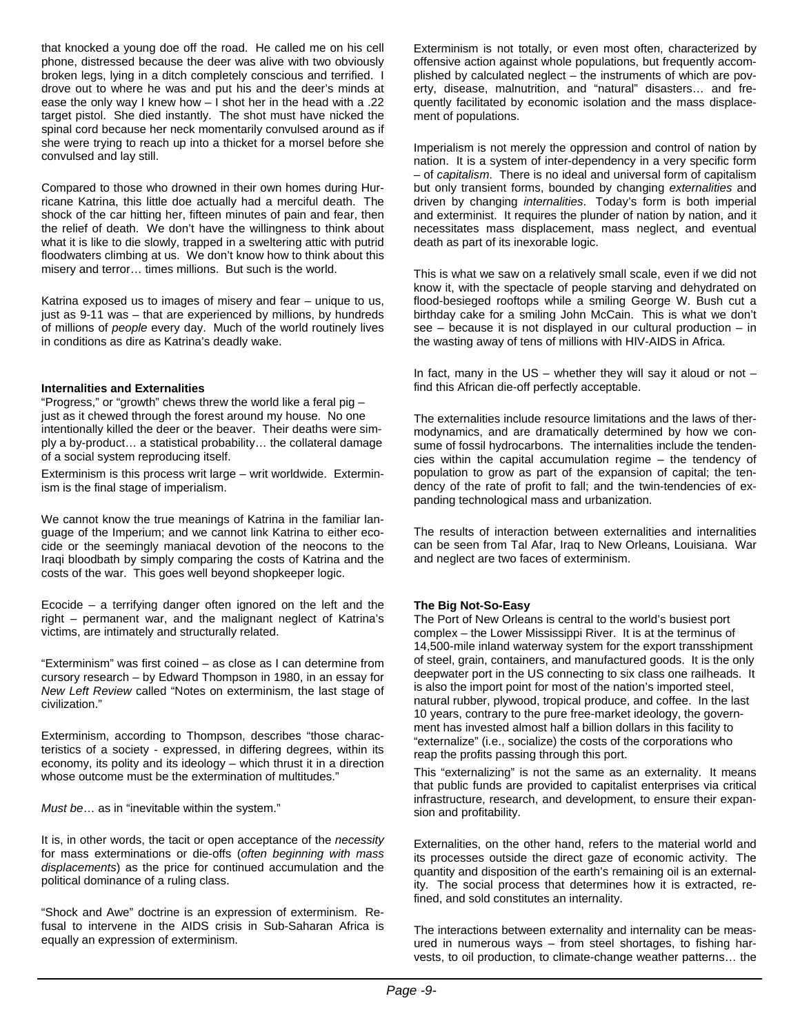that knocked a young doe off the road. He called me on his cell phone, distressed because the deer was alive with two obviously broken legs, lying in a ditch completely conscious and terrified. I drove out to where he was and put his and the deer's minds at ease the only way I knew how – I shot her in the head with a .22 target pistol. She died instantly. The shot must have nicked the spinal cord because her neck momentarily convulsed around as if she were trying to reach up into a thicket for a morsel before she convulsed and lay still.

Compared to those who drowned in their own homes during Hurricane Katrina, this little doe actually had a merciful death. The shock of the car hitting her, fifteen minutes of pain and fear, then the relief of death. We don't have the willingness to think about what it is like to die slowly, trapped in a sweltering attic with putrid floodwaters climbing at us. We don't know how to think about this misery and terror… times millions. But such is the world.

Katrina exposed us to images of misery and fear – unique to us, just as 9-11 was – that are experienced by millions, by hundreds of millions of *people* every day. Much of the world routinely lives in conditions as dire as Katrina's deadly wake.

**Internalities and Externalities**

"Progress," or "growth" chews threw the world like a feral pig – just as it chewed through the forest around my house. No one intentionally killed the deer or the beaver. Their deaths were simply a by-product… a statistical probability… the collateral damage of a social system reproducing itself.

Exterminism is this process writ large – writ worldwide. Exterminism is the final stage of imperialism.

We cannot know the true meanings of Katrina in the familiar language of the Imperium; and we cannot link Katrina to either ecocide or the seemingly maniacal devotion of the neocons to the Iraqi bloodbath by simply comparing the costs of Katrina and the costs of the war. This goes well beyond shopkeeper logic.

Ecocide – a terrifying danger often ignored on the left and the right – permanent war, and the malignant neglect of Katrina's victims, are intimately and structurally related.

"Exterminism" was first coined – as close as I can determine from cursory research – by Edward Thompson in 1980, in an essay for *New Left Review* called "Notes on exterminism, the last stage of civilization."

Exterminism, according to Thompson, describes "those characteristics of a society - expressed, in differing degrees, within its economy, its polity and its ideology – which thrust it in a direction whose outcome must be the extermination of multitudes."

*Must be*… as in "inevitable within the system."

It is, in other words, the tacit or open acceptance of the *necessity* for mass exterminations or die-offs (*often beginning with mass displacements*) as the price for continued accumulation and the political dominance of a ruling class.

"Shock and Awe" doctrine is an expression of exterminism. Refusal to intervene in the AIDS crisis in Sub-Saharan Africa is equally an expression of exterminism.

Exterminism is not totally, or even most often, characterized by offensive action against whole populations, but frequently accomplished by calculated neglect – the instruments of which are poverty, disease, malnutrition, and "natural" disasters… and frequently facilitated by economic isolation and the mass displacement of populations.

Imperialism is not merely the oppression and control of nation by nation. It is a system of inter-dependency in a very specific form – of *capitalism*. There is no ideal and universal form of capitalism but only transient forms, bounded by changing *externalities* and driven by changing *internalities*. Today's form is both imperial and exterminist. It requires the plunder of nation by nation, and it necessitates mass displacement, mass neglect, and eventual death as part of its inexorable logic.

This is what we saw on a relatively small scale, even if we did not know it, with the spectacle of people starving and dehydrated on flood-besieged rooftops while a smiling George W. Bush cut a birthday cake for a smiling John McCain. This is what we don't see – because it is not displayed in our cultural production – in the wasting away of tens of millions with HIV-AIDS in Africa.

In fact, many in the US – whether they will say it aloud or not – find this African die-off perfectly acceptable.

The externalities include resource limitations and the laws of thermodynamics, and are dramatically determined by how we consume of fossil hydrocarbons. The internalities include the tendencies within the capital accumulation regime – the tendency of population to grow as part of the expansion of capital; the tendency of the rate of profit to fall; and the twin-tendencies of expanding technological mass and urbanization.

The results of interaction between externalities and internalities can be seen from Tal Afar, Iraq to New Orleans, Louisiana. War and neglect are two faces of exterminism.

**The Big Not-So-Easy**

The Port of New Orleans is central to the world's busiest port complex – the Lower Mississippi River. It is at the terminus of 14,500-mile inland waterway system for the export transshipment of steel, grain, containers, and manufactured goods. It is the only deepwater port in the US connecting to six class one railheads. It is also the import point for most of the nation's imported steel, natural rubber, plywood, tropical produce, and coffee. In the last 10 years, contrary to the pure free-market ideology, the government has invested almost half a billion dollars in this facility to "externalize" (i.e., socialize) the costs of the corporations who reap the profits passing through this port.

This "externalizing" is not the same as an externality. It means that public funds are provided to capitalist enterprises via critical infrastructure, research, and development, to ensure their expansion and profitability.

Externalities, on the other hand, refers to the material world and its processes outside the direct gaze of economic activity. The quantity and disposition of the earth's remaining oil is an externality. The social process that determines how it is extracted, refined, and sold constitutes an internality.

The interactions between externality and internality can be measured in numerous ways – from steel shortages, to fishing harvests, to oil production, to climate-change weather patterns… the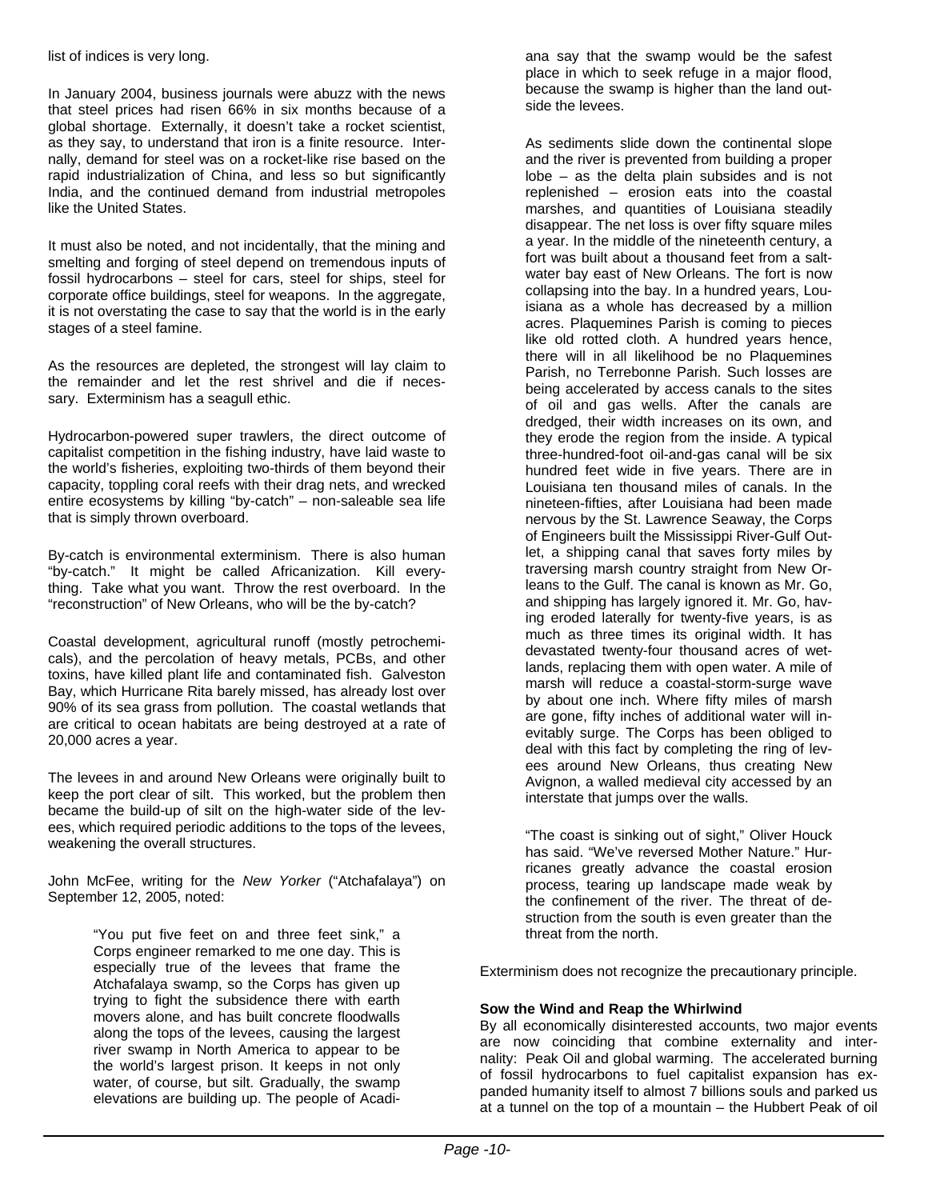list of indices is very long.

In January 2004, business journals were abuzz with the news that steel prices had risen 66% in six months because of a global shortage. Externally, it doesn't take a rocket scientist, as they say, to understand that iron is a finite resource. Internally, demand for steel was on a rocket-like rise based on the rapid industrialization of China, and less so but significantly India, and the continued demand from industrial metropoles like the United States.

It must also be noted, and not incidentally, that the mining and smelting and forging of steel depend on tremendous inputs of fossil hydrocarbons – steel for cars, steel for ships, steel for corporate office buildings, steel for weapons. In the aggregate, it is not overstating the case to say that the world is in the early stages of a steel famine.

As the resources are depleted, the strongest will lay claim to the remainder and let the rest shrivel and die if necessary. Exterminism has a seagull ethic.

Hydrocarbon-powered super trawlers, the direct outcome of capitalist competition in the fishing industry, have laid waste to the world's fisheries, exploiting two-thirds of them beyond their capacity, toppling coral reefs with their drag nets, and wrecked entire ecosystems by killing "by-catch" – non-saleable sea life that is simply thrown overboard.

By-catch is environmental exterminism. There is also human "by-catch." It might be called Africanization. Kill everything. Take what you want. Throw the rest overboard. In the "reconstruction" of New Orleans, who will be the by-catch?

Coastal development, agricultural runoff (mostly petrochemicals), and the percolation of heavy metals, PCBs, and other toxins, have killed plant life and contaminated fish. Galveston Bay, which Hurricane Rita barely missed, has already lost over 90% of its sea grass from pollution. The coastal wetlands that are critical to ocean habitats are being destroyed at a rate of 20,000 acres a year.

The levees in and around New Orleans were originally built to keep the port clear of silt. This worked, but the problem then became the build-up of silt on the high-water side of the levees, which required periodic additions to the tops of the levees, weakening the overall structures.

John McFee, writing for the *New Yorker* ("Atchafalaya") on September 12, 2005, noted:

> "You put five feet on and three feet sink," a Corps engineer remarked to me one day. This is especially true of the levees that frame the Atchafalaya swamp, so the Corps has given up trying to fight the subsidence there with earth movers alone, and has built concrete floodwalls along the tops of the levees, causing the largest river swamp in North America to appear to be the world's largest prison. It keeps in not only water, of course, but silt. Gradually, the swamp elevations are building up. The people of Acadiana say that the swamp would be the safest place in which to seek refuge in a major flood, because the swamp is higher than the land outside the levees.
>
> As sediments slide down the continental slope and the river is prevented from building a proper lobe – as the delta plain subsides and is not replenished – erosion eats into the coastal marshes, and quantities of Louisiana steadily disappear. The net loss is over fifty square miles a year. In the middle of the nineteenth century, a fort was built about a thousand feet from a saltwater bay east of New Orleans. The fort is now collapsing into the bay. In a hundred years, Louisiana as a whole has decreased by a million acres. Plaquemines Parish is coming to pieces like old rotted cloth. A hundred years hence, there will in all likelihood be no Plaquemines Parish, no Terrebonne Parish. Such losses are being accelerated by access canals to the sites of oil and gas wells. After the canals are dredged, their width increases on its own, and they erode the region from the inside. A typical three-hundred-foot oil-and-gas canal will be six hundred feet wide in five years. There are in Louisiana ten thousand miles of canals. In the nineteen-fifties, after Louisiana had been made nervous by the St. Lawrence Seaway, the Corps of Engineers built the Mississippi River-Gulf Outlet, a shipping canal that saves forty miles by traversing marsh country straight from New Orleans to the Gulf. The canal is known as Mr. Go, and shipping has largely ignored it. Mr. Go, having eroded laterally for twenty-five years, is as much as three times its original width. It has devastated twenty-four thousand acres of wetlands, replacing them with open water. A mile of marsh will reduce a coastal-storm-surge wave by about one inch. Where fifty miles of marsh are gone, fifty inches of additional water will inevitably surge. The Corps has been obliged to deal with this fact by completing the ring of levees around New Orleans, thus creating New Avignon, a walled medieval city accessed by an interstate that jumps over the walls.
>
> "The coast is sinking out of sight," Oliver Houck has said. "We've reversed Mother Nature." Hurricanes greatly advance the coastal erosion process, tearing up landscape made weak by the confinement of the river. The threat of destruction from the south is even greater than the threat from the north.

Exterminism does not recognize the precautionary principle.

**Sow the Wind and Reap the Whirlwind**

By all economically disinterested accounts, two major events are now coinciding that combine externality and internality: Peak Oil and global warming. The accelerated burning of fossil hydrocarbons to fuel capitalist expansion has expanded humanity itself to almost 7 billions souls and parked us at a tunnel on the top of a mountain – the Hubbert Peak of oil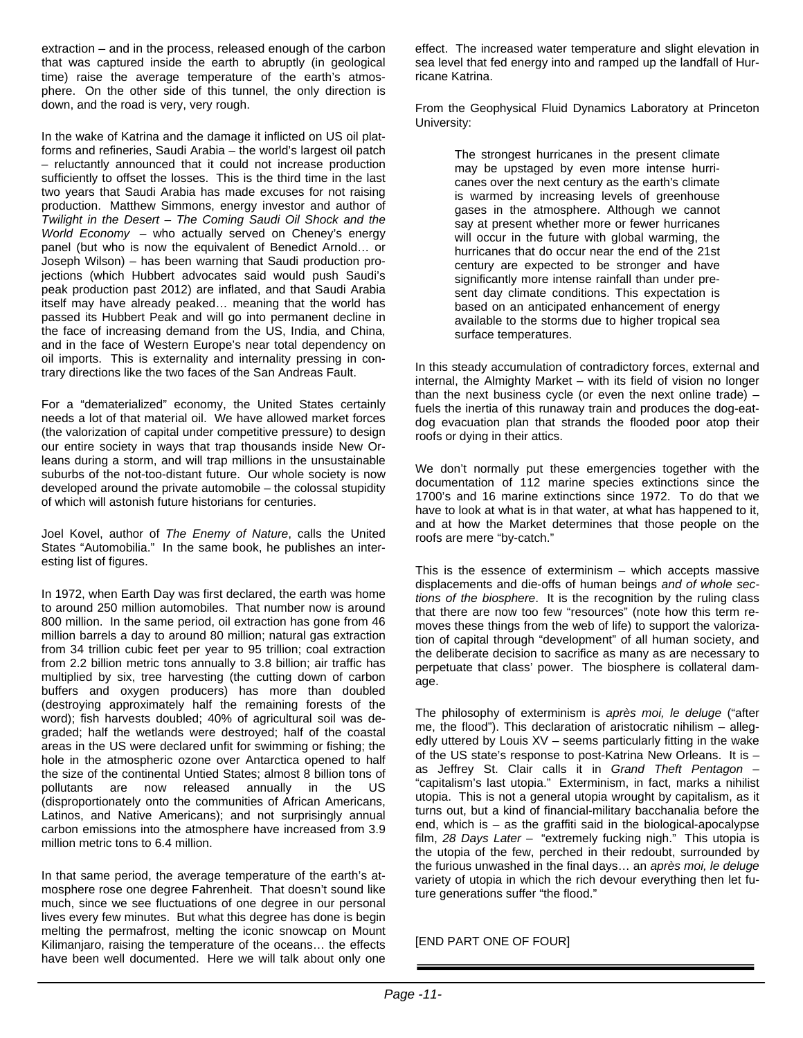extraction – and in the process, released enough of the carbon that was captured inside the earth to abruptly (in geological time) raise the average temperature of the earth's atmosphere. On the other side of this tunnel, the only direction is down, and the road is very, very rough.

In the wake of Katrina and the damage it inflicted on US oil platforms and refineries, Saudi Arabia – the world's largest oil patch – reluctantly announced that it could not increase production sufficiently to offset the losses. This is the third time in the last two years that Saudi Arabia has made excuses for not raising production. Matthew Simmons, energy investor and author of *Twilight in the Desert – The Coming Saudi Oil Shock and the World Economy* – who actually served on Cheney's energy panel (but who is now the equivalent of Benedict Arnold… or Joseph Wilson) – has been warning that Saudi production projections (which Hubbert advocates said would push Saudi's peak production past 2012) are inflated, and that Saudi Arabia itself may have already peaked… meaning that the world has passed its Hubbert Peak and will go into permanent decline in the face of increasing demand from the US, India, and China, and in the face of Western Europe's near total dependency on oil imports. This is externality and internality pressing in contrary directions like the two faces of the San Andreas Fault.

For a "dematerialized" economy, the United States certainly needs a lot of that material oil. We have allowed market forces (the valorization of capital under competitive pressure) to design our entire society in ways that trap thousands inside New Orleans during a storm, and will trap millions in the unsustainable suburbs of the not-too-distant future. Our whole society is now developed around the private automobile – the colossal stupidity of which will astonish future historians for centuries.

Joel Kovel, author of *The Enemy of Nature*, calls the United States "Automobilia." In the same book, he publishes an interesting list of figures.

In 1972, when Earth Day was first declared, the earth was home to around 250 million automobiles. That number now is around 800 million. In the same period, oil extraction has gone from 46 million barrels a day to around 80 million; natural gas extraction from 34 trillion cubic feet per year to 95 trillion; coal extraction from 2.2 billion metric tons annually to 3.8 billion; air traffic has multiplied by six, tree harvesting (the cutting down of carbon buffers and oxygen producers) has more than doubled (destroying approximately half the remaining forests of the word); fish harvests doubled; 40% of agricultural soil was degraded; half the wetlands were destroyed; half of the coastal areas in the US were declared unfit for swimming or fishing; the hole in the atmospheric ozone over Antarctica opened to half the size of the continental Untied States; almost 8 billion tons of pollutants are now released annually in the US (disproportionately onto the communities of African Americans, Latinos, and Native Americans); and not surprisingly annual carbon emissions into the atmosphere have increased from 3.9 million metric tons to 6.4 million.

In that same period, the average temperature of the earth's atmosphere rose one degree Fahrenheit. That doesn't sound like much, since we see fluctuations of one degree in our personal lives every few minutes. But what this degree has done is begin melting the permafrost, melting the iconic snowcap on Mount Kilimanjaro, raising the temperature of the oceans… the effects have been well documented. Here we will talk about only one effect. The increased water temperature and slight elevation in sea level that fed energy into and ramped up the landfall of Hurricane Katrina.

From the Geophysical Fluid Dynamics Laboratory at Princeton University:

> The strongest hurricanes in the present climate may be upstaged by even more intense hurricanes over the next century as the earth's climate is warmed by increasing levels of greenhouse gases in the atmosphere. Although we cannot say at present whether more or fewer hurricanes will occur in the future with global warming, the hurricanes that do occur near the end of the 21st century are expected to be stronger and have significantly more intense rainfall than under present day climate conditions. This expectation is based on an anticipated enhancement of energy available to the storms due to higher tropical sea surface temperatures.

In this steady accumulation of contradictory forces, external and internal, the Almighty Market – with its field of vision no longer than the next business cycle (or even the next online trade) – fuels the inertia of this runaway train and produces the dog-eat-dog evacuation plan that strands the flooded poor atop their roofs or dying in their attics.

We don't normally put these emergencies together with the documentation of 112 marine species extinctions since the 1700's and 16 marine extinctions since 1972. To do that we have to look at what is in that water, at what has happened to it, and at how the Market determines that those people on the roofs are mere "by-catch."

This is the essence of exterminism – which accepts massive displacements and die-offs of human beings *and of whole sections of the biosphere*. It is the recognition by the ruling class that there are now too few "resources" (note how this term removes these things from the web of life) to support the valorization of capital through "development" of all human society, and the deliberate decision to sacrifice as many as are necessary to perpetuate that class' power. The biosphere is collateral damage.

The philosophy of exterminism is *après moi, le deluge* ("after me, the flood"). This declaration of aristocratic nihilism – allegedly uttered by Louis XV – seems particularly fitting in the wake of the US state's response to post-Katrina New Orleans. It is – as Jeffrey St. Clair calls it in *Grand Theft Pentagon* – "capitalism's last utopia." Exterminism, in fact, marks a nihilist utopia. This is not a general utopia wrought by capitalism, as it turns out, but a kind of financial-military bacchanalia before the end, which is – as the graffiti said in the biological-apocalypse film, *28 Days Later* – "extremely fucking nigh." This utopia is the utopia of the few, perched in their redoubt, surrounded by the furious unwashed in the final days… an *après moi, le deluge* variety of utopia in which the rich devour everything then let future generations suffer "the flood."

[END PART ONE OF FOUR]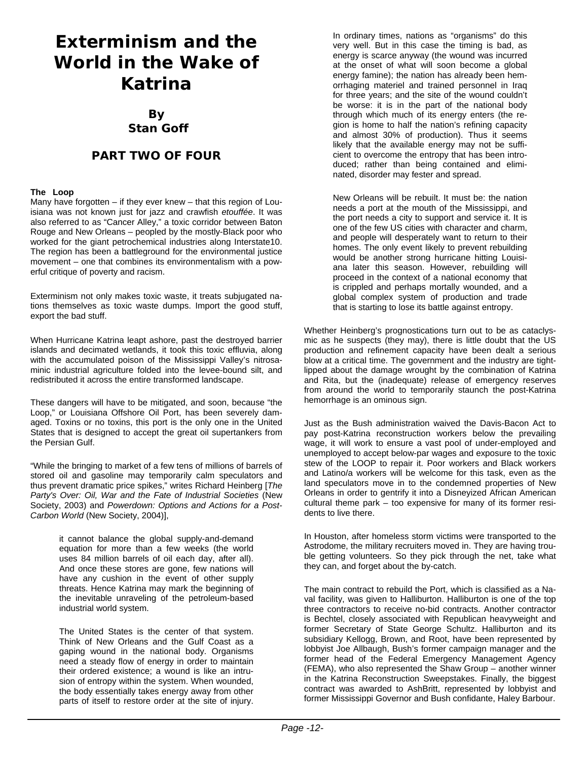# Exterminism and the World in the Wake of Katrina

## By
## Stan Goff

### PART TWO OF FOUR

**The Loop**

Many have forgotten – if they ever knew – that this region of Louisiana was not known just for jazz and crawfish *etouffée*. It was also referred to as "Cancer Alley," a toxic corridor between Baton Rouge and New Orleans – peopled by the mostly-Black poor who worked for the giant petrochemical industries along Interstate10. The region has been a battleground for the environmental justice movement – one that combines its environmentalism with a powerful critique of poverty and racism.

Exterminism not only makes toxic waste, it treats subjugated nations themselves as toxic waste dumps. Import the good stuff, export the bad stuff.

When Hurricane Katrina leapt ashore, past the destroyed barrier islands and decimated wetlands, it took this toxic effluvia, along with the accumulated poison of the Mississippi Valley's nitrosaminic industrial agriculture folded into the levee-bound silt, and redistributed it across the entire transformed landscape.

These dangers will have to be mitigated, and soon, because "the Loop," or Louisiana Offshore Oil Port, has been severely damaged. Toxins or no toxins, this port is the only one in the United States that is designed to accept the great oil supertankers from the Persian Gulf.

"While the bringing to market of a few tens of millions of barrels of stored oil and gasoline may temporarily calm speculators and thus prevent dramatic price spikes," writes Richard Heinberg [*The Party's Over: Oil, War and the Fate of Industrial Societies* (New Society, 2003) and *Powerdown: Options and Actions for a Post-Carbon World* (New Society, 2004)],

> it cannot balance the global supply-and-demand equation for more than a few weeks (the world uses 84 million barrels of oil each day, after all). And once these stores are gone, few nations will have any cushion in the event of other supply threats. Hence Katrina may mark the beginning of the inevitable unraveling of the petroleum-based industrial world system.
>
> The United States is the center of that system. Think of New Orleans and the Gulf Coast as a gaping wound in the national body. Organisms need a steady flow of energy in order to maintain their ordered existence; a wound is like an intrusion of entropy within the system. When wounded, the body essentially takes energy away from other parts of itself to restore order at the site of injury.
>
> In ordinary times, nations as "organisms" do this very well. But in this case the timing is bad, as energy is scarce anyway (the wound was incurred at the onset of what will soon become a global energy famine); the nation has already been hemorrhaging materiel and trained personnel in Iraq for three years; and the site of the wound couldn't be worse: it is in the part of the national body through which much of its energy enters (the region is home to half the nation's refining capacity and almost 30% of production). Thus it seems likely that the available energy may not be sufficient to overcome the entropy that has been introduced; rather than being contained and eliminated, disorder may fester and spread.
>
> New Orleans will be rebuilt. It must be: the nation needs a port at the mouth of the Mississippi, and the port needs a city to support and service it. It is one of the few US cities with character and charm, and people will desperately want to return to their homes. The only event likely to prevent rebuilding would be another strong hurricane hitting Louisiana later this season. However, rebuilding will proceed in the context of a national economy that is crippled and perhaps mortally wounded, and a global complex system of production and trade that is starting to lose its battle against entropy.

Whether Heinberg's prognostications turn out to be as cataclysmic as he suspects (they may), there is little doubt that the US production and refinement capacity have been dealt a serious blow at a critical time. The government and the industry are tight-lipped about the damage wrought by the combination of Katrina and Rita, but the (inadequate) release of emergency reserves from around the world to temporarily staunch the post-Katrina hemorrhage is an ominous sign.

Just as the Bush administration waived the Davis-Bacon Act to pay post-Katrina reconstruction workers below the prevailing wage, it will work to ensure a vast pool of under-employed and unemployed to accept below-par wages and exposure to the toxic stew of the LOOP to repair it. Poor workers and Black workers and Latino/a workers will be welcome for this task, even as the land speculators move in to the condemned properties of New Orleans in order to gentrify it into a Disneyized African American cultural theme park – too expensive for many of its former residents to live there.

In Houston, after homeless storm victims were transported to the Astrodome, the military recruiters moved in. They are having trouble getting volunteers. So they pick through the net, take what they can, and forget about the by-catch.

The main contract to rebuild the Port, which is classified as a Naval facility, was given to Halliburton. Halliburton is one of the top three contractors to receive no-bid contracts. Another contractor is Bechtel, closely associated with Republican heavyweight and former Secretary of State George Schultz. Halliburton and its subsidiary Kellogg, Brown, and Root, have been represented by lobbyist Joe Allbaugh, Bush's former campaign manager and the former head of the Federal Emergency Management Agency (FEMA), who also represented the Shaw Group – another winner in the Katrina Reconstruction Sweepstakes. Finally, the biggest contract was awarded to AshBritt, represented by lobbyist and former Mississippi Governor and Bush confidante, Haley Barbour.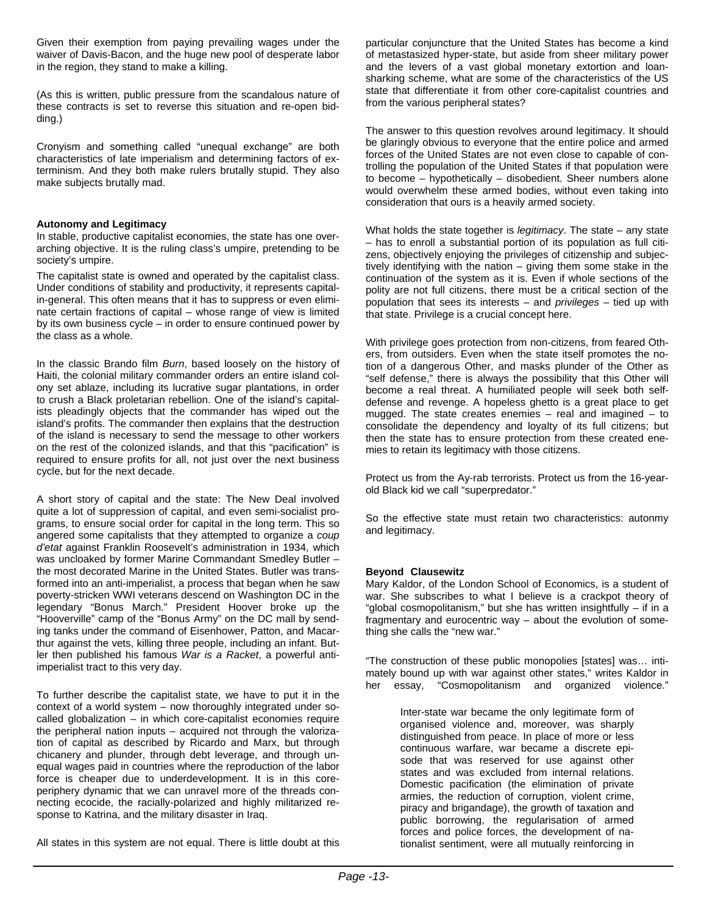Given their exemption from paying prevailing wages under the waiver of Davis-Bacon, and the huge new pool of desperate labor in the region, they stand to make a killing.

(As this is written, public pressure from the scandalous nature of these contracts is set to reverse this situation and re-open bidding.)

Cronyism and something called "unequal exchange" are both characteristics of late imperialism and determining factors of exterminism. And they both make rulers brutally stupid. They also make subjects brutally mad.

**Autonomy and Legitimacy**

In stable, productive capitalist economies, the state has one overarching objective. It is the ruling class's umpire, pretending to be society's umpire.

The capitalist state is owned and operated by the capitalist class. Under conditions of stability and productivity, it represents capital-in-general. This often means that it has to suppress or even eliminate certain fractions of capital – whose range of view is limited by its own business cycle – in order to ensure continued power by the class as a whole.

In the classic Brando film *Burn*, based loosely on the history of Haiti, the colonial military commander orders an entire island colony set ablaze, including its lucrative sugar plantations, in order to crush a Black proletarian rebellion. One of the island's capitalists pleadingly objects that the commander has wiped out the island's profits. The commander then explains that the destruction of the island is necessary to send the message to other workers on the rest of the colonized islands, and that this "pacification" is required to ensure profits for all, not just over the next business cycle, but for the next decade.

A short story of capital and the state: The New Deal involved quite a lot of suppression of capital, and even semi-socialist programs, to ensure social order for capital in the long term. This so angered some capitalists that they attempted to organize a *coup d'etat* against Franklin Roosevelt's administration in 1934, which was uncloaked by former Marine Commandant Smedley Butler – the most decorated Marine in the United States. Butler was transformed into an anti-imperialist, a process that began when he saw poverty-stricken WWI veterans descend on Washington DC in the legendary "Bonus March." President Hoover broke up the "Hooverville" camp of the "Bonus Army" on the DC mall by sending tanks under the command of Eisenhower, Patton, and Macarthur against the vets, killing three people, including an infant. Butler then published his famous *War is a Racket*, a powerful anti-imperialist tract to this very day.

To further describe the capitalist state, we have to put it in the context of a world system – now thoroughly integrated under so-called globalization – in which core-capitalist economies require the peripheral nation inputs – acquired not through the valorization of capital as described by Ricardo and Marx, but through chicanery and plunder, through debt leverage, and through unequal wages paid in countries where the reproduction of the labor force is cheaper due to underdevelopment. It is in this core-periphery dynamic that we can unravel more of the threads connecting ecocide, the racially-polarized and highly militarized response to Katrina, and the military disaster in Iraq.

All states in this system are not equal. There is little doubt at this particular conjuncture that the United States has become a kind of metastasized hyper-state, but aside from sheer military power and the levers of a vast global monetary extortion and loan-sharking scheme, what are some of the characteristics of the US state that differentiate it from other core-capitalist countries and from the various peripheral states?

The answer to this question revolves around legitimacy. It should be glaringly obvious to everyone that the entire police and armed forces of the United States are not even close to capable of controlling the population of the United States if that population were to become – hypothetically – disobedient. Sheer numbers alone would overwhelm these armed bodies, without even taking into consideration that ours is a heavily armed society.

What holds the state together is *legitimacy*. The state – any state – has to enroll a substantial portion of its population as full citizens, objectively enjoying the privileges of citizenship and subjectively identifying with the nation – giving them some stake in the continuation of the system as it is. Even if whole sections of the polity are not full citizens, there must be a critical section of the population that sees its interests – and *privileges* – tied up with that state. Privilege is a crucial concept here.

With privilege goes protection from non-citizens, from feared Others, from outsiders. Even when the state itself promotes the notion of a dangerous Other, and masks plunder of the Other as "self defense," there is always the possibility that this Other will become a real threat. A humiliated people will seek both self-defense and revenge. A hopeless ghetto is a great place to get mugged. The state creates enemies – real and imagined – to consolidate the dependency and loyalty of its full citizens; but then the state has to ensure protection from these created enemies to retain its legitimacy with those citizens.

Protect us from the Ay-rab terrorists. Protect us from the 16-year-old Black kid we call "superpredator."

So the effective state must retain two characteristics: autonmy and legitimacy.

**Beyond Clausewitz**

Mary Kaldor, of the London School of Economics, is a student of war. She subscribes to what I believe is a crackpot theory of "global cosmopolitanism," but she has written insightfully – if in a fragmentary and eurocentric way – about the evolution of something she calls the "new war."

"The construction of these public monopolies [states] was… intimately bound up with war against other states," writes Kaldor in her essay, "Cosmopolitanism and organized violence."

> Inter-state war became the only legitimate form of organised violence and, moreover, was sharply distinguished from peace. In place of more or less continuous warfare, war became a discrete episode that was reserved for use against other states and was excluded from internal relations. Domestic pacification (the elimination of private armies, the reduction of corruption, violent crime, piracy and brigandage), the growth of taxation and public borrowing, the regularisation of armed forces and police forces, the development of nationalist sentiment, were all mutually reinforcing in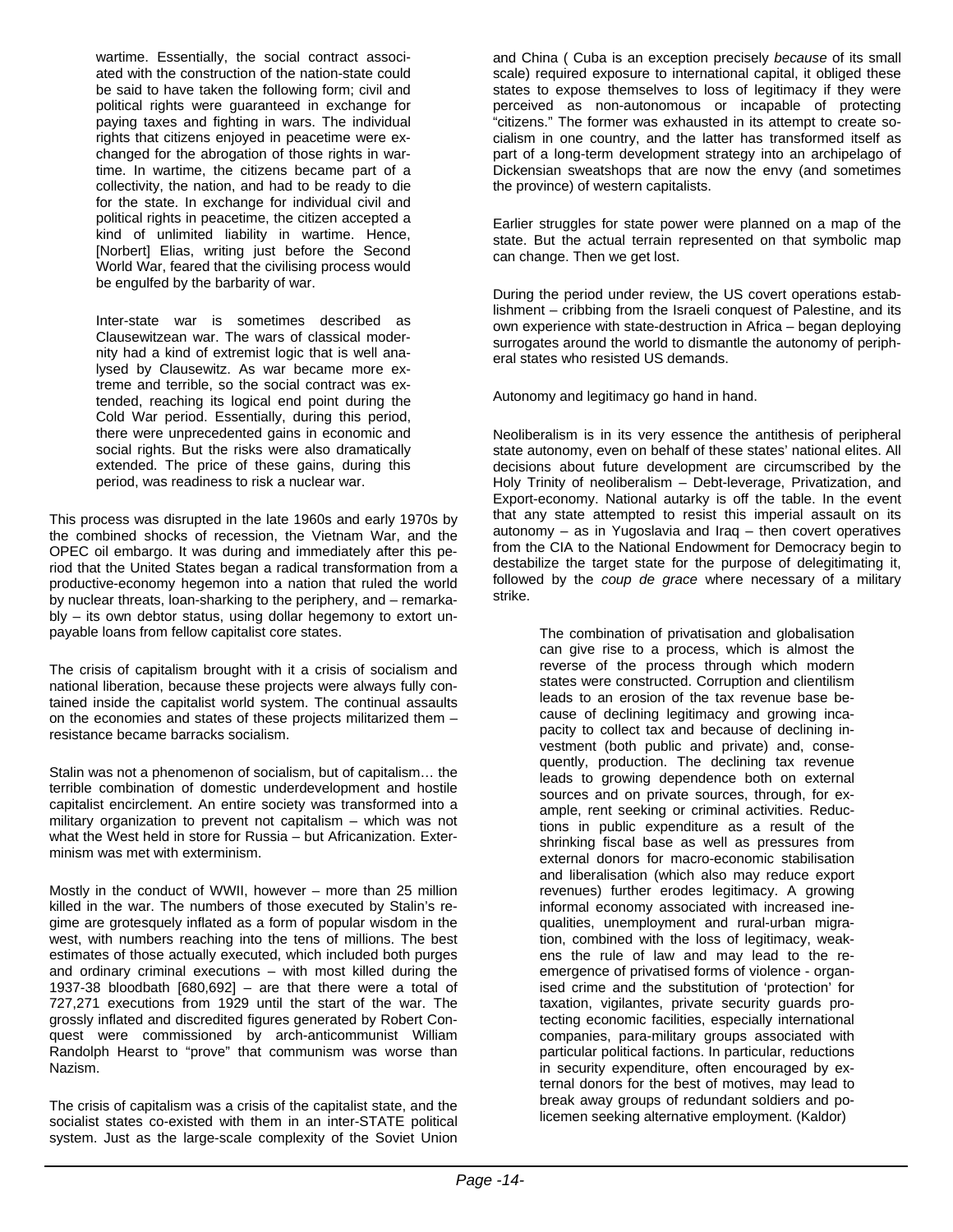> wartime. Essentially, the social contract associated with the construction of the nation-state could be said to have taken the following form; civil and political rights were guaranteed in exchange for paying taxes and fighting in wars. The individual rights that citizens enjoyed in peacetime were exchanged for the abrogation of those rights in wartime. In wartime, the citizens became part of a collectivity, the nation, and had to be ready to die for the state. In exchange for individual civil and political rights in peacetime, the citizen accepted a kind of unlimited liability in wartime. Hence, [Norbert] Elias, writing just before the Second World War, feared that the civilising process would be engulfed by the barbarity of war.
>
> Inter-state war is sometimes described as Clausewitzean war. The wars of classical modernity had a kind of extremist logic that is well analysed by Clausewitz. As war became more extreme and terrible, so the social contract was extended, reaching its logical end point during the Cold War period. Essentially, during this period, there were unprecedented gains in economic and social rights. But the risks were also dramatically extended. The price of these gains, during this period, was readiness to risk a nuclear war.

This process was disrupted in the late 1960s and early 1970s by the combined shocks of recession, the Vietnam War, and the OPEC oil embargo. It was during and immediately after this period that the United States began a radical transformation from a productive-economy hegemon into a nation that ruled the world by nuclear threats, loan-sharking to the periphery, and – remarkably – its own debtor status, using dollar hegemony to extort unpayable loans from fellow capitalist core states.

The crisis of capitalism brought with it a crisis of socialism and national liberation, because these projects were always fully contained inside the capitalist world system. The continual assaults on the economies and states of these projects militarized them – resistance became barracks socialism.

Stalin was not a phenomenon of socialism, but of capitalism… the terrible combination of domestic underdevelopment and hostile capitalist encirclement. An entire society was transformed into a military organization to prevent not capitalism – which was not what the West held in store for Russia – but Africanization. Exterminism was met with exterminism.

Mostly in the conduct of WWII, however – more than 25 million killed in the war. The numbers of those executed by Stalin's regime are grotesquely inflated as a form of popular wisdom in the west, with numbers reaching into the tens of millions. The best estimates of those actually executed, which included both purges and ordinary criminal executions – with most killed during the 1937-38 bloodbath [680,692] – are that there were a total of 727,271 executions from 1929 until the start of the war. The grossly inflated and discredited figures generated by Robert Conquest were commissioned by arch-anticommunist William Randolph Hearst to "prove" that communism was worse than Nazism.

The crisis of capitalism was a crisis of the capitalist state, and the socialist states co-existed with them in an inter-STATE political system. Just as the large-scale complexity of the Soviet Union and China ( Cuba is an exception precisely *because* of its small scale) required exposure to international capital, it obliged these states to expose themselves to loss of legitimacy if they were perceived as non-autonomous or incapable of protecting "citizens." The former was exhausted in its attempt to create socialism in one country, and the latter has transformed itself as part of a long-term development strategy into an archipelago of Dickensian sweatshops that are now the envy (and sometimes the province) of western capitalists.

Earlier struggles for state power were planned on a map of the state. But the actual terrain represented on that symbolic map can change. Then we get lost.

During the period under review, the US covert operations establishment – cribbing from the Israeli conquest of Palestine, and its own experience with state-destruction in Africa – began deploying surrogates around the world to dismantle the autonomy of peripheral states who resisted US demands.

Autonomy and legitimacy go hand in hand.

Neoliberalism is in its very essence the antithesis of peripheral state autonomy, even on behalf of these states' national elites. All decisions about future development are circumscribed by the Holy Trinity of neoliberalism – Debt-leverage, Privatization, and Export-economy. National autarky is off the table. In the event that any state attempted to resist this imperial assault on its autonomy – as in Yugoslavia and Iraq – then covert operatives from the CIA to the National Endowment for Democracy begin to destabilize the target state for the purpose of delegitimating it, followed by the *coup de grace* where necessary of a military strike.

> The combination of privatisation and globalisation can give rise to a process, which is almost the reverse of the process through which modern states were constructed. Corruption and clientilism leads to an erosion of the tax revenue base because of declining legitimacy and growing incapacity to collect tax and because of declining investment (both public and private) and, consequently, production. The declining tax revenue leads to growing dependence both on external sources and on private sources, through, for example, rent seeking or criminal activities. Reductions in public expenditure as a result of the shrinking fiscal base as well as pressures from external donors for macro-economic stabilisation and liberalisation (which also may reduce export revenues) further erodes legitimacy. A growing informal economy associated with increased inequalities, unemployment and rural-urban migration, combined with the loss of legitimacy, weakens the rule of law and may lead to the re-emergence of privatised forms of violence - organised crime and the substitution of 'protection' for taxation, vigilantes, private security guards protecting economic facilities, especially international companies, para-military groups associated with particular political factions. In particular, reductions in security expenditure, often encouraged by external donors for the best of motives, may lead to break away groups of redundant soldiers and policemen seeking alternative employment. (Kaldor)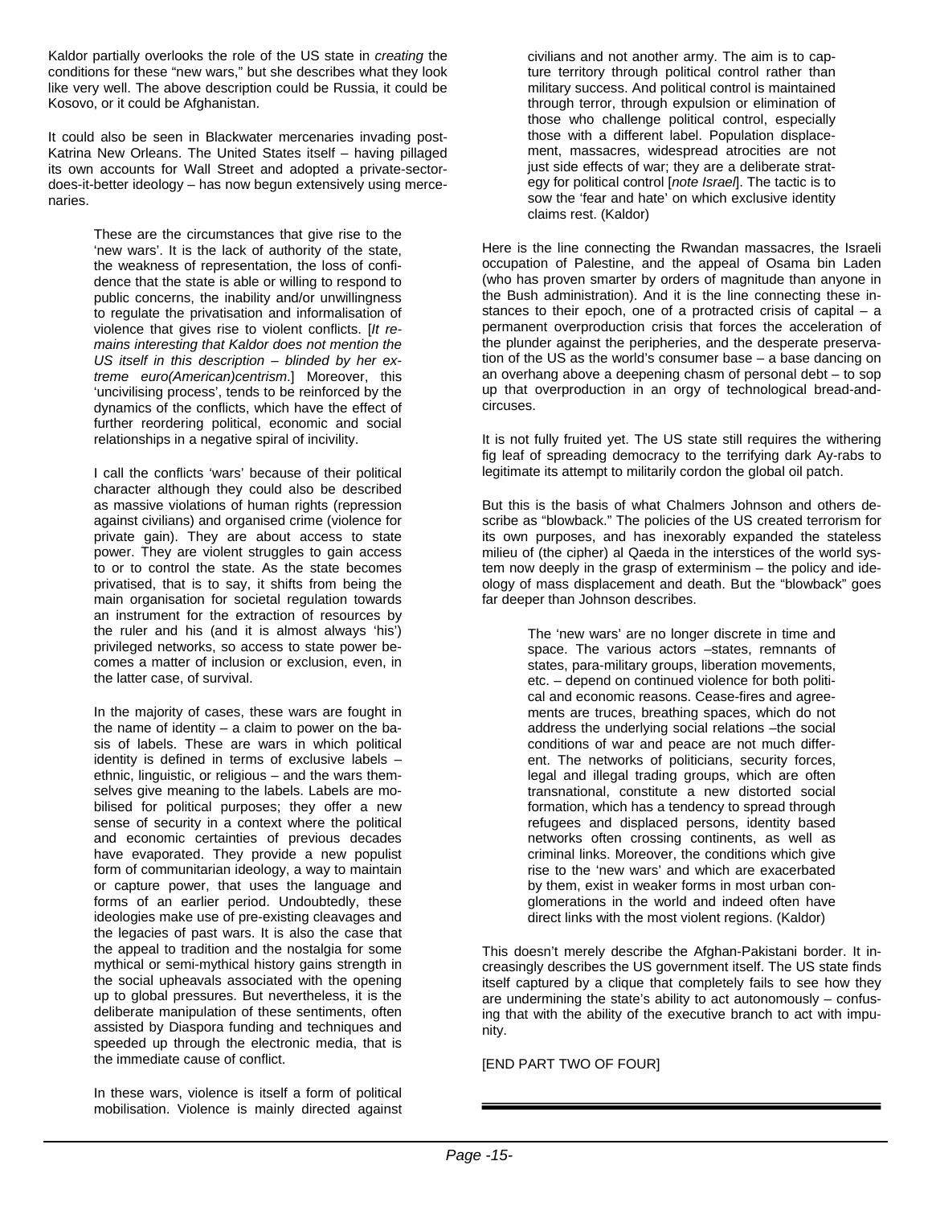Kaldor partially overlooks the role of the US state in *creating* the conditions for these "new wars," but she describes what they look like very well. The above description could be Russia, it could be Kosovo, or it could be Afghanistan.

It could also be seen in Blackwater mercenaries invading post-Katrina New Orleans. The United States itself – having pillaged its own accounts for Wall Street and adopted a private-sector-does-it-better ideology – has now begun extensively using mercenaries.

> These are the circumstances that give rise to the 'new wars'. It is the lack of authority of the state, the weakness of representation, the loss of confidence that the state is able or willing to respond to public concerns, the inability and/or unwillingness to regulate the privatisation and informalisation of violence that gives rise to violent conflicts. [*It remains interesting that Kaldor does not mention the US itself in this description – blinded by her extreme euro(American)centrism*.] Moreover, this 'uncivilising process', tends to be reinforced by the dynamics of the conflicts, which have the effect of further reordering political, economic and social relationships in a negative spiral of incivility.
>
> I call the conflicts 'wars' because of their political character although they could also be described as massive violations of human rights (repression against civilians) and organised crime (violence for private gain). They are about access to state power. They are violent struggles to gain access to or to control the state. As the state becomes privatised, that is to say, it shifts from being the main organisation for societal regulation towards an instrument for the extraction of resources by the ruler and his (and it is almost always 'his') privileged networks, so access to state power becomes a matter of inclusion or exclusion, even, in the latter case, of survival.
>
> In the majority of cases, these wars are fought in the name of identity – a claim to power on the basis of labels. These are wars in which political identity is defined in terms of exclusive labels – ethnic, linguistic, or religious – and the wars themselves give meaning to the labels. Labels are mobilised for political purposes; they offer a new sense of security in a context where the political and economic certainties of previous decades have evaporated. They provide a new populist form of communitarian ideology, a way to maintain or capture power, that uses the language and forms of an earlier period. Undoubtedly, these ideologies make use of pre-existing cleavages and the legacies of past wars. It is also the case that the appeal to tradition and the nostalgia for some mythical or semi-mythical history gains strength in the social upheavals associated with the opening up to global pressures. But nevertheless, it is the deliberate manipulation of these sentiments, often assisted by Diaspora funding and techniques and speeded up through the electronic media, that is the immediate cause of conflict.
>
> In these wars, violence is itself a form of political mobilisation. Violence is mainly directed against civilians and not another army. The aim is to capture territory through political control rather than military success. And political control is maintained through terror, through expulsion or elimination of those who challenge political control, especially those with a different label. Population displacement, massacres, widespread atrocities are not just side effects of war; they are a deliberate strategy for political control [*note Israel*]. The tactic is to sow the 'fear and hate' on which exclusive identity claims rest. (Kaldor)

Here is the line connecting the Rwandan massacres, the Israeli occupation of Palestine, and the appeal of Osama bin Laden (who has proven smarter by orders of magnitude than anyone in the Bush administration). And it is the line connecting these instances to their epoch, one of a protracted crisis of capital – a permanent overproduction crisis that forces the acceleration of the plunder against the peripheries, and the desperate preservation of the US as the world's consumer base – a base dancing on an overhang above a deepening chasm of personal debt – to sop up that overproduction in an orgy of technological bread-and-circuses.

It is not fully fruited yet. The US state still requires the withering fig leaf of spreading democracy to the terrifying dark Ay-rabs to legitimate its attempt to militarily cordon the global oil patch.

But this is the basis of what Chalmers Johnson and others describe as "blowback." The policies of the US created terrorism for its own purposes, and has inexorably expanded the stateless milieu of (the cipher) al Qaeda in the interstices of the world system now deeply in the grasp of exterminism – the policy and ideology of mass displacement and death. But the "blowback" goes far deeper than Johnson describes.

> The 'new wars' are no longer discrete in time and space. The various actors –states, remnants of states, para-military groups, liberation movements, etc. – depend on continued violence for both political and economic reasons. Cease-fires and agreements are truces, breathing spaces, which do not address the underlying social relations –the social conditions of war and peace are not much different. The networks of politicians, security forces, legal and illegal trading groups, which are often transnational, constitute a new distorted social formation, which has a tendency to spread through refugees and displaced persons, identity based networks often crossing continents, as well as criminal links. Moreover, the conditions which give rise to the 'new wars' and which are exacerbated by them, exist in weaker forms in most urban conglomerations in the world and indeed often have direct links with the most violent regions. (Kaldor)

This doesn't merely describe the Afghan-Pakistani border. It increasingly describes the US government itself. The US state finds itself captured by a clique that completely fails to see how they are undermining the state's ability to act autonomously – confusing that with the ability of the executive branch to act with impunity.

[END PART TWO OF FOUR]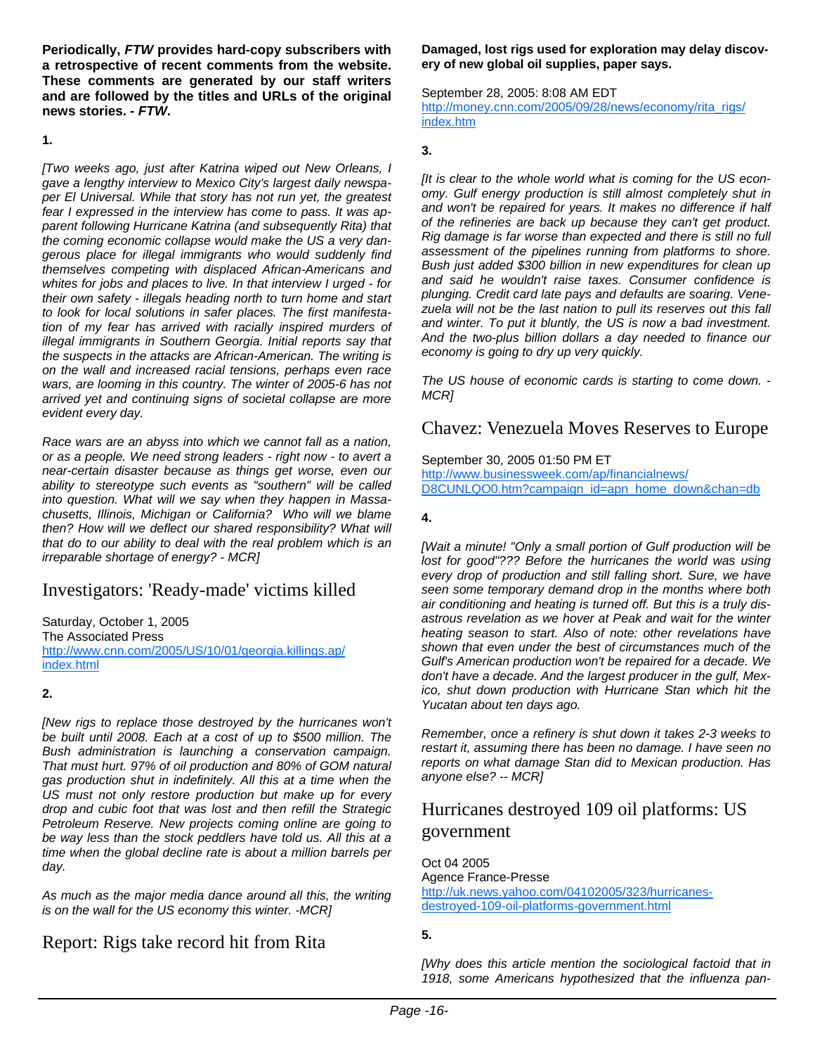**Periodically, *FTW* provides hard-copy subscribers with a retrospective of recent comments from the website. These comments are generated by our staff writers and are followed by the titles and URLs of the original news stories. - *FTW*.**

**1.**

*[Two weeks ago, just after Katrina wiped out New Orleans, I gave a lengthy interview to Mexico City's largest daily newspaper El Universal. While that story has not run yet, the greatest fear I expressed in the interview has come to pass. It was apparent following Hurricane Katrina (and subsequently Rita) that the coming economic collapse would make the US a very dangerous place for illegal immigrants who would suddenly find themselves competing with displaced African-Americans and whites for jobs and places to live. In that interview I urged - for their own safety - illegals heading north to turn home and start to look for local solutions in safer places. The first manifestation of my fear has arrived with racially inspired murders of illegal immigrants in Southern Georgia. Initial reports say that the suspects in the attacks are African-American. The writing is on the wall and increased racial tensions, perhaps even race wars, are looming in this country. The winter of 2005-6 has not arrived yet and continuing signs of societal collapse are more evident every day.*

*Race wars are an abyss into which we cannot fall as a nation, or as a people. We need strong leaders - right now - to avert a near-certain disaster because as things get worse, even our ability to stereotype such events as "southern" will be called into question. What will we say when they happen in Massachusetts, Illinois, Michigan or California? Who will we blame then? How will we deflect our shared responsibility? What will that do to our ability to deal with the real problem which is an irreparable shortage of energy? - MCR]*

## Investigators: 'Ready-made' victims killed

Saturday, October 1, 2005
The Associated Press
http://www.cnn.com/2005/US/10/01/georgia.killings.ap/index.html

**2.**

*[New rigs to replace those destroyed by the hurricanes won't be built until 2008. Each at a cost of up to $500 million. The Bush administration is launching a conservation campaign. That must hurt. 97% of oil production and 80% of GOM natural gas production shut in indefinitely. All this at a time when the US must not only restore production but make up for every drop and cubic foot that was lost and then refill the Strategic Petroleum Reserve. New projects coming online are going to be way less than the stock peddlers have told us. All this at a time when the global decline rate is about a million barrels per day.*

*As much as the major media dance around all this, the writing is on the wall for the US economy this winter. -MCR]*

## Report: Rigs take record hit from Rita

**Damaged, lost rigs used for exploration may delay discovery of new global oil supplies, paper says.**

September 28, 2005: 8:08 AM EDT
http://money.cnn.com/2005/09/28/news/economy/rita_rigs/index.htm

**3.**

*[It is clear to the whole world what is coming for the US economy. Gulf energy production is still almost completely shut in and won't be repaired for years. It makes no difference if half of the refineries are back up because they can't get product. Rig damage is far worse than expected and there is still no full assessment of the pipelines running from platforms to shore. Bush just added $300 billion in new expenditures for clean up and said he wouldn't raise taxes. Consumer confidence is plunging. Credit card late pays and defaults are soaring. Venezuela will not be the last nation to pull its reserves out this fall and winter. To put it bluntly, the US is now a bad investment. And the two-plus billion dollars a day needed to finance our economy is going to dry up very quickly.*

*The US house of economic cards is starting to come down. -MCR]*

## Chavez: Venezuela Moves Reserves to Europe

September 30, 2005 01:50 PM ET
http://www.businessweek.com/ap/financialnews/D8CUNLQO0.htm?campaign_id=apn_home_down&chan=db

**4.**

*[Wait a minute! "Only a small portion of Gulf production will be lost for good"??? Before the hurricanes the world was using every drop of production and still falling short. Sure, we have seen some temporary demand drop in the months where both air conditioning and heating is turned off. But this is a truly disastrous revelation as we hover at Peak and wait for the winter heating season to start. Also of note: other revelations have shown that even under the best of circumstances much of the Gulf's American production won't be repaired for a decade. We don't have a decade. And the largest producer in the gulf, Mexico, shut down production with Hurricane Stan which hit the Yucatan about ten days ago.*

*Remember, once a refinery is shut down it takes 2-3 weeks to restart it, assuming there has been no damage. I have seen no reports on what damage Stan did to Mexican production. Has anyone else? -- MCR]*

## Hurricanes destroyed 109 oil platforms: US government

Oct 04 2005
Agence France-Presse
http://uk.news.yahoo.com/04102005/323/hurricanes-destroyed-109-oil-platforms-government.html

**5.**

*[Why does this article mention the sociological factoid that in 1918, some Americans hypothesized that the influenza pan-*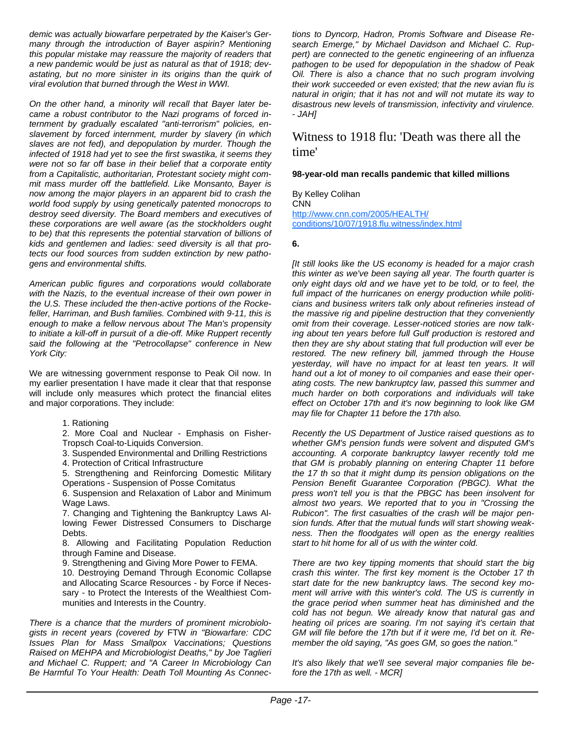*demic was actually biowarfare perpetrated by the Kaiser's Germany through the introduction of Bayer aspirin? Mentioning this popular mistake may reassure the majority of readers that a new pandemic would be just as natural as that of 1918; devastating, but no more sinister in its origins than the quirk of viral evolution that burned through the West in WWI.*

*On the other hand, a minority will recall that Bayer later became a robust contributor to the Nazi programs of forced internment by gradually escalated "anti-terrorism" policies, enslavement by forced internment, murder by slavery (in which slaves are not fed), and depopulation by murder. Though the infected of 1918 had yet to see the first swastika, it seems they were not so far off base in their belief that a corporate entity from a Capitalistic, authoritarian, Protestant society might commit mass murder off the battlefield. Like Monsanto, Bayer is now among the major players in an apparent bid to crash the world food supply by using genetically patented monocrops to destroy seed diversity. The Board members and executives of these corporations are well aware (as the stockholders ought to be) that this represents the potential starvation of billions of kids and gentlemen and ladies: seed diversity is all that protects our food sources from sudden extinction by new pathogens and environmental shifts.*

*American public figures and corporations would collaborate with the Nazis, to the eventual increase of their own power in the U.S. These included the then-active portions of the Rockefeller, Harriman, and Bush families. Combined with 9-11, this is enough to make a fellow nervous about The Man's propensity to initiate a kill-off in pursuit of a die-off. Mike Ruppert recently said the following at the "Petrocollapse" conference in New York City:*

We are witnessing government response to Peak Oil now. In my earlier presentation I have made it clear that that response will include only measures which protect the financial elites and major corporations. They include:

1. Rationing
2. More Coal and Nuclear - Emphasis on Fisher-Tropsch Coal-to-Liquids Conversion.
3. Suspended Environmental and Drilling Restrictions
4. Protection of Critical Infrastructure
5. Strengthening and Reinforcing Domestic Military Operations - Suspension of Posse Comitatus
6. Suspension and Relaxation of Labor and Minimum Wage Laws.
7. Changing and Tightening the Bankruptcy Laws Allowing Fewer Distressed Consumers to Discharge Debts.
8. Allowing and Facilitating Population Reduction through Famine and Disease.
9. Strengthening and Giving More Power to FEMA.
10. Destroying Demand Through Economic Collapse and Allocating Scarce Resources - by Force if Necessary - to Protect the Interests of the Wealthiest Communities and Interests in the Country.

*There is a chance that the murders of prominent microbiologists in recent years (covered by* FTW *in "Biowarfare: CDC Issues Plan for Mass Smallpox Vaccinations; Questions Raised on MEHPA and Microbiologist Deaths," by Joe Taglieri and Michael C. Ruppert; and "A Career In Microbiology Can Be Harmful To Your Health: Death Toll Mounting As Connections to Dyncorp, Hadron, Promis Software and Disease Research Emerge," by Michael Davidson and Michael C. Ruppert) are connected to the genetic engineering of an influenza pathogen to be used for depopulation in the shadow of Peak Oil. There is also a chance that no such program involving their work succeeded or even existed; that the new avian flu is natural in origin; that it has not and will not mutate its way to disastrous new levels of transmission, infectivity and virulence. - JAH]*

## Witness to 1918 flu: 'Death was there all the time'

**98-year-old man recalls pandemic that killed millions**

By Kelley Colihan
CNN
http://www.cnn.com/2005/HEALTH/conditions/10/07/1918.flu.witness/index.html

**6.**

*[It still looks like the US economy is headed for a major crash this winter as we've been saying all year. The fourth quarter is only eight days old and we have yet to be told, or to feel, the full impact of the hurricanes on energy production while politicians and business writers talk only about refineries instead of the massive rig and pipeline destruction that they conveniently omit from their coverage. Lesser-noticed stories are now talking about ten years before full Gulf production is restored and then they are shy about stating that full production will ever be restored. The new refinery bill, jammed through the House yesterday, will have no impact for at least ten years. It will hand out a lot of money to oil companies and ease their operating costs. The new bankruptcy law, passed this summer and much harder on both corporations and individuals will take effect on October 17th and it's now beginning to look like GM may file for Chapter 11 before the 17th also.*

*Recently the US Department of Justice raised questions as to whether GM's pension funds were solvent and disputed GM's accounting. A corporate bankruptcy lawyer recently told me that GM is probably planning on entering Chapter 11 before the 17 th so that it might dump its pension obligations on the Pension Benefit Guarantee Corporation (PBGC). What the press won't tell you is that the PBGC has been insolvent for almost two years. We reported that to you in "Crossing the Rubicon". The first casualties of the crash will be major pension funds. After that the mutual funds will start showing weakness. Then the floodgates will open as the energy realities start to hit home for all of us with the winter cold.*

*There are two key tipping moments that should start the big crash this winter. The first key moment is the October 17 th start date for the new bankruptcy laws. The second key moment will arrive with this winter's cold. The US is currently in the grace period when summer heat has diminished and the cold has not begun. We already know that natural gas and heating oil prices are soaring. I'm not saying it's certain that GM will file before the 17th but if it were me, I'd bet on it. Remember the old saying, "As goes GM, so goes the nation."*

*It's also likely that we'll see several major companies file before the 17th as well. - MCR]*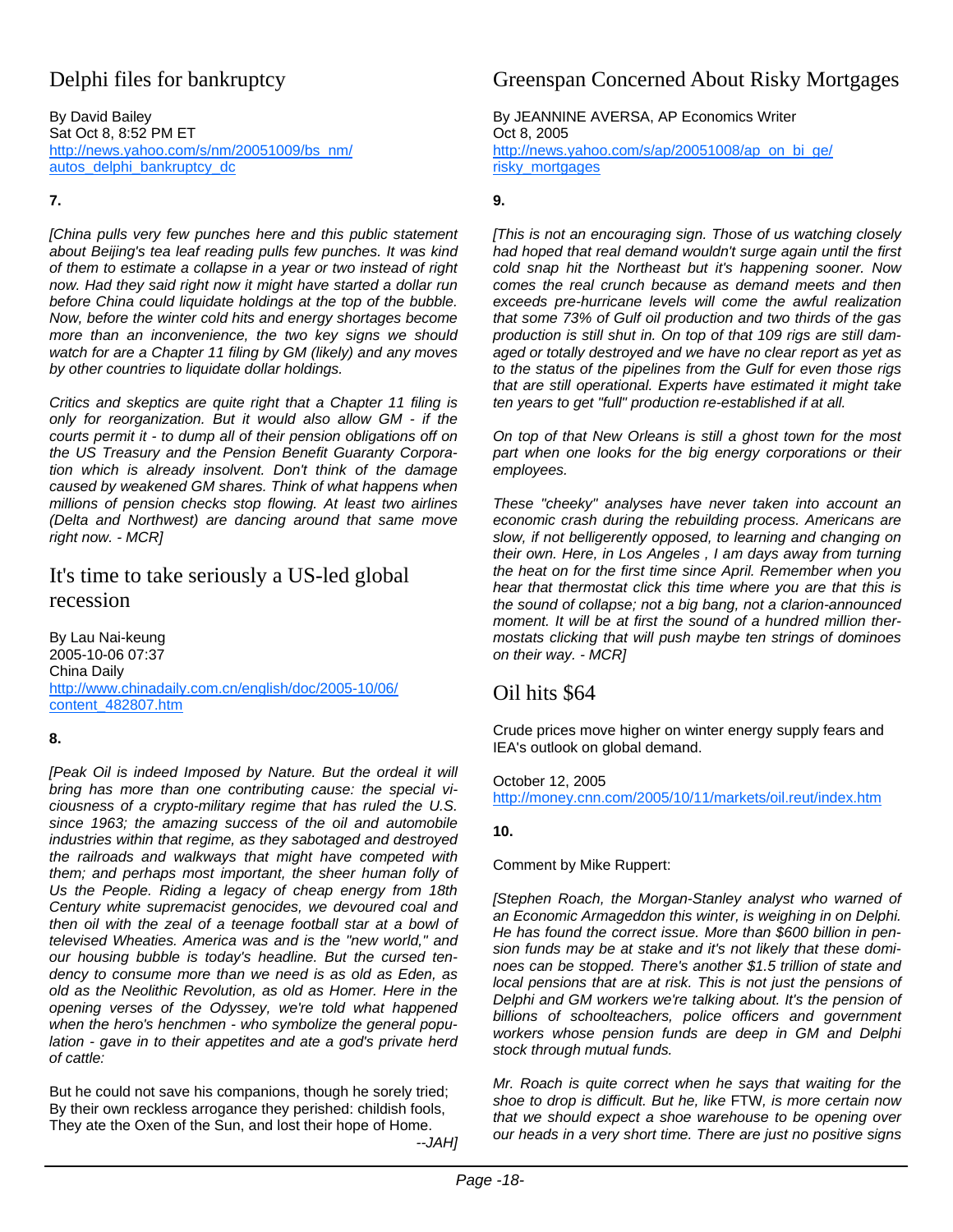## Delphi files for bankruptcy

By David Bailey
Sat Oct 8, 8:52 PM ET
http://news.yahoo.com/s/nm/20051009/bs_nm/autos_delphi_bankruptcy_dc

**7.**

*[China pulls very few punches here and this public statement about Beijing's tea leaf reading pulls few punches. It was kind of them to estimate a collapse in a year or two instead of right now. Had they said right now it might have started a dollar run before China could liquidate holdings at the top of the bubble. Now, before the winter cold hits and energy shortages become more than an inconvenience, the two key signs we should watch for are a Chapter 11 filing by GM (likely) and any moves by other countries to liquidate dollar holdings.*

*Critics and skeptics are quite right that a Chapter 11 filing is only for reorganization. But it would also allow GM - if the courts permit it - to dump all of their pension obligations off on the US Treasury and the Pension Benefit Guaranty Corporation which is already insolvent. Don't think of the damage caused by weakened GM shares. Think of what happens when millions of pension checks stop flowing. At least two airlines (Delta and Northwest) are dancing around that same move right now. - MCR]*

## It's time to take seriously a US-led global recession

By Lau Nai-keung
2005-10-06 07:37
China Daily
http://www.chinadaily.com.cn/english/doc/2005-10/06/content_482807.htm

**8.**

*[Peak Oil is indeed Imposed by Nature. But the ordeal it will bring has more than one contributing cause: the special viciousness of a crypto-military regime that has ruled the U.S. since 1963; the amazing success of the oil and automobile industries within that regime, as they sabotaged and destroyed the railroads and walkways that might have competed with them; and perhaps most important, the sheer human folly of Us the People. Riding a legacy of cheap energy from 18th Century white supremacist genocides, we devoured coal and then oil with the zeal of a teenage football star at a bowl of televised Wheaties. America was and is the "new world," and our housing bubble is today's headline. But the cursed tendency to consume more than we need is as old as Eden, as old as the Neolithic Revolution, as old as Homer. Here in the opening verses of the Odyssey, we're told what happened when the hero's henchmen - who symbolize the general population - gave in to their appetites and ate a god's private herd of cattle:*

But he could not save his companions, though he sorely tried;
By their own reckless arrogance they perished: childish fools,
They ate the Oxen of the Sun, and lost their hope of Home.

*--JAH]*

## Greenspan Concerned About Risky Mortgages

By JEANNINE AVERSA, AP Economics Writer
Oct 8, 2005
http://news.yahoo.com/s/ap/20051008/ap_on_bi_ge/risky_mortgages

**9.**

*[This is not an encouraging sign. Those of us watching closely had hoped that real demand wouldn't surge again until the first cold snap hit the Northeast but it's happening sooner. Now comes the real crunch because as demand meets and then exceeds pre-hurricane levels will come the awful realization that some 73% of Gulf oil production and two thirds of the gas production is still shut in. On top of that 109 rigs are still damaged or totally destroyed and we have no clear report as yet as to the status of the pipelines from the Gulf for even those rigs that are still operational. Experts have estimated it might take ten years to get "full" production re-established if at all.*

*On top of that New Orleans is still a ghost town for the most part when one looks for the big energy corporations or their employees.*

*These "cheeky" analyses have never taken into account an economic crash during the rebuilding process. Americans are slow, if not belligerently opposed, to learning and changing on their own. Here, in Los Angeles , I am days away from turning the heat on for the first time since April. Remember when you hear that thermostat click this time where you are that this is the sound of collapse; not a big bang, not a clarion-announced moment. It will be at first the sound of a hundred million thermostats clicking that will push maybe ten strings of dominoes on their way. - MCR]*

## Oil hits $64

Crude prices move higher on winter energy supply fears and IEA's outlook on global demand.

October 12, 2005
http://money.cnn.com/2005/10/11/markets/oil.reut/index.htm

**10.**

Comment by Mike Ruppert:

*[Stephen Roach, the Morgan-Stanley analyst who warned of an Economic Armageddon this winter, is weighing in on Delphi. He has found the correct issue. More than $600 billion in pension funds may be at stake and it's not likely that these dominoes can be stopped. There's another $1.5 trillion of state and local pensions that are at risk. This is not just the pensions of Delphi and GM workers we're talking about. It's the pension of billions of schoolteachers, police officers and government workers whose pension funds are deep in GM and Delphi stock through mutual funds.*

*Mr. Roach is quite correct when he says that waiting for the shoe to drop is difficult. But he, like* FTW, *is more certain now that we should expect a shoe warehouse to be opening over our heads in a very short time. There are just no positive signs*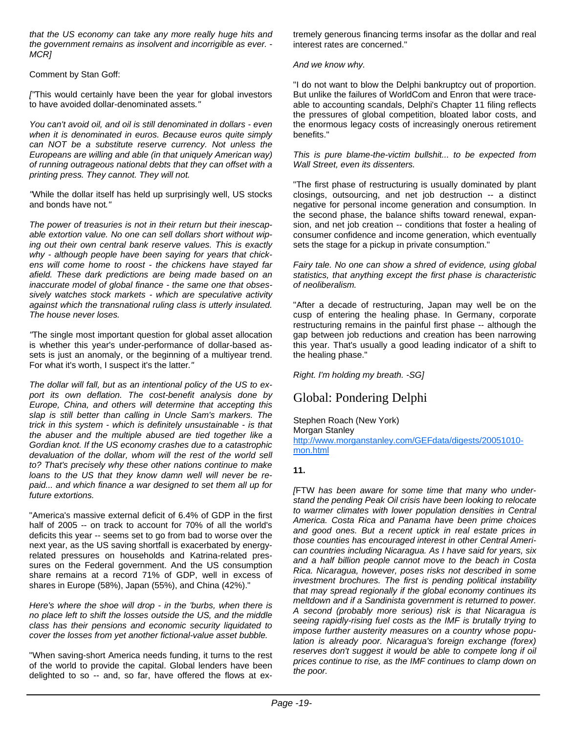*that the US economy can take any more really huge hits and the government remains as insolvent and incorrigible as ever. -MCR]*

Comment by Stan Goff:

*["*This would certainly have been the year for global investors to have avoided dollar-denominated assets.*"*

*You can't avoid oil, and oil is still denominated in dollars - even when it is denominated in euros. Because euros quite simply can NOT be a substitute reserve currency. Not unless the Europeans are willing and able (in that uniquely American way) of running outrageous national debts that they can offset with a printing press. They cannot. They will not.*

*"*While the dollar itself has held up surprisingly well, US stocks and bonds have not.*"*

*The power of treasuries is not in their return but their inescapable extortion value. No one can sell dollars short without wiping out their own central bank reserve values. This is exactly why - although people have been saying for years that chickens will come home to roost - the chickens have stayed far afield. These dark predictions are being made based on an inaccurate model of global finance - the same one that obsessively watches stock markets - which are speculative activity against which the transnational ruling class is utterly insulated. The house never loses.*

*"*The single most important question for global asset allocation is whether this year's under-performance of dollar-based assets is just an anomaly, or the beginning of a multiyear trend. For what it's worth, I suspect it's the latter.*"*

*The dollar will fall, but as an intentional policy of the US to export its own deflation. The cost-benefit analysis done by Europe, China, and others will determine that accepting this slap is still better than calling in Uncle Sam's markers. The trick in this system - which is definitely unsustainable - is that the abuser and the multiple abused are tied together like a Gordian knot. If the US economy crashes due to a catastrophic devaluation of the dollar, whom will the rest of the world sell to? That's precisely why these other nations continue to make loans to the US that they know damn well will never be repaid... and which finance a war designed to set them all up for future extortions.*

"America's massive external deficit of 6.4% of GDP in the first half of 2005 -- on track to account for 70% of all the world's deficits this year -- seems set to go from bad to worse over the next year, as the US saving shortfall is exacerbated by energy-related pressures on households and Katrina-related pressures on the Federal government. And the US consumption share remains at a record 71% of GDP, well in excess of shares in Europe (58%), Japan (55%), and China (42%)."

*Here's where the shoe will drop - in the 'burbs, when there is no place left to shift the losses outside the US, and the middle class has their pensions and economic security liquidated to cover the losses from yet another fictional-value asset bubble.*

"When saving-short America needs funding, it turns to the rest of the world to provide the capital. Global lenders have been delighted to so -- and, so far, have offered the flows at extremely generous financing terms insofar as the dollar and real interest rates are concerned."

*And we know why.*

"I do not want to blow the Delphi bankruptcy out of proportion. But unlike the failures of WorldCom and Enron that were traceable to accounting scandals, Delphi's Chapter 11 filing reflects the pressures of global competition, bloated labor costs, and the enormous legacy costs of increasingly onerous retirement benefits."

*This is pure blame-the-victim bullshit... to be expected from Wall Street, even its dissenters.*

"The first phase of restructuring is usually dominated by plant closings, outsourcing, and net job destruction -- a distinct negative for personal income generation and consumption. In the second phase, the balance shifts toward renewal, expansion, and net job creation -- conditions that foster a healing of consumer confidence and income generation, which eventually sets the stage for a pickup in private consumption."

*Fairy tale. No one can show a shred of evidence, using global statistics, that anything except the first phase is characteristic of neoliberalism.*

"After a decade of restructuring, Japan may well be on the cusp of entering the healing phase. In Germany, corporate restructuring remains in the painful first phase -- although the gap between job reductions and creation has been narrowing this year. That's usually a good leading indicator of a shift to the healing phase."

*Right. I'm holding my breath. -SG]*

# Global: Pondering Delphi

Stephen Roach (New York)
Morgan Stanley
http://www.morganstanley.com/GEFdata/digests/20051010-mon.html

**11.**

*[*FTW *has been aware for some time that many who understand the pending Peak Oil crisis have been looking to relocate to warmer climates with lower population densities in Central America. Costa Rica and Panama have been prime choices and good ones. But a recent uptick in real estate prices in those counties has encouraged interest in other Central American countries including Nicaragua. As I have said for years, six and a half billion people cannot move to the beach in Costa Rica. Nicaragua, however, poses risks not described in some investment brochures. The first is pending political instability that may spread regionally if the global economy continues its meltdown and if a Sandinista government is returned to power. A second (probably more serious) risk is that Nicaragua is seeing rapidly-rising fuel costs as the IMF is brutally trying to impose further austerity measures on a country whose population is already poor. Nicaragua's foreign exchange (forex) reserves don't suggest it would be able to compete long if oil prices continue to rise, as the IMF continues to clamp down on the poor.*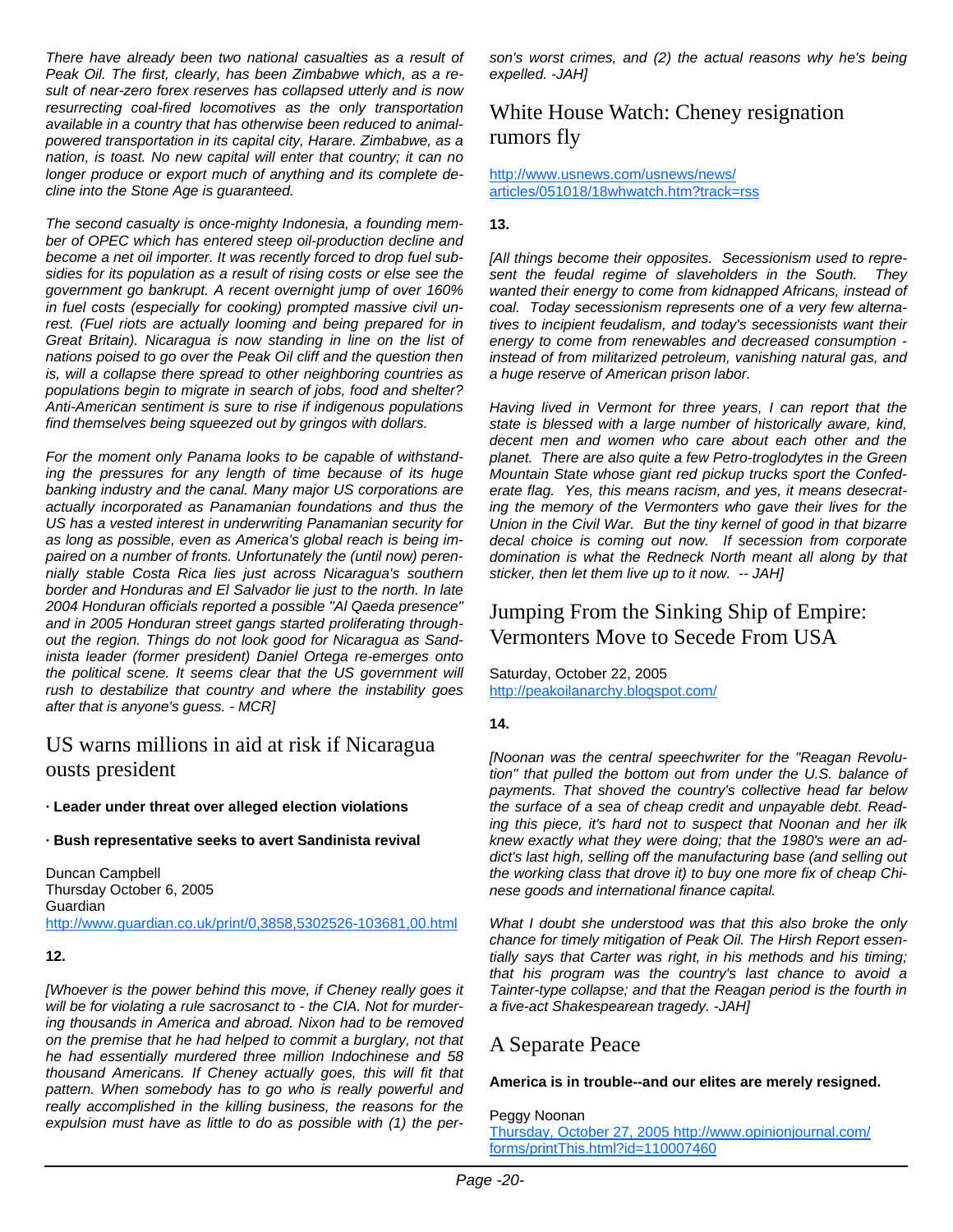*There have already been two national casualties as a result of Peak Oil. The first, clearly, has been Zimbabwe which, as a result of near-zero forex reserves has collapsed utterly and is now resurrecting coal-fired locomotives as the only transportation available in a country that has otherwise been reduced to animal-powered transportation in its capital city, Harare. Zimbabwe, as a nation, is toast. No new capital will enter that country; it can no longer produce or export much of anything and its complete decline into the Stone Age is guaranteed.*

*The second casualty is once-mighty Indonesia, a founding member of OPEC which has entered steep oil-production decline and become a net oil importer. It was recently forced to drop fuel subsidies for its population as a result of rising costs or else see the government go bankrupt. A recent overnight jump of over 160% in fuel costs (especially for cooking) prompted massive civil unrest. (Fuel riots are actually looming and being prepared for in Great Britain). Nicaragua is now standing in line on the list of nations poised to go over the Peak Oil cliff and the question then is, will a collapse there spread to other neighboring countries as populations begin to migrate in search of jobs, food and shelter? Anti-American sentiment is sure to rise if indigenous populations find themselves being squeezed out by gringos with dollars.*

*For the moment only Panama looks to be capable of withstanding the pressures for any length of time because of its huge banking industry and the canal. Many major US corporations are actually incorporated as Panamanian foundations and thus the US has a vested interest in underwriting Panamanian security for as long as possible, even as America's global reach is being impaired on a number of fronts. Unfortunately the (until now) perennially stable Costa Rica lies just across Nicaragua's southern border and Honduras and El Salvador lie just to the north. In late 2004 Honduran officials reported a possible "Al Qaeda presence" and in 2005 Honduran street gangs started proliferating throughout the region. Things do not look good for Nicaragua as Sandinista leader (former president) Daniel Ortega re-emerges onto the political scene. It seems clear that the US government will rush to destabilize that country and where the instability goes after that is anyone's guess. - MCR]*

## US warns millions in aid at risk if Nicaragua ousts president

**· Leader under threat over alleged election violations**

**· Bush representative seeks to avert Sandinista revival**

Duncan Campbell
Thursday October 6, 2005
Guardian
http://www.guardian.co.uk/print/0,3858,5302526-103681,00.html

**12.**

*[Whoever is the power behind this move, if Cheney really goes it will be for violating a rule sacrosanct to - the CIA. Not for murdering thousands in America and abroad. Nixon had to be removed on the premise that he had helped to commit a burglary, not that he had essentially murdered three million Indochinese and 58 thousand Americans. If Cheney actually goes, this will fit that pattern. When somebody has to go who is really powerful and really accomplished in the killing business, the reasons for the expulsion must have as little to do as possible with (1) the person's worst crimes, and (2) the actual reasons why he's being expelled. -JAH]*

## White House Watch: Cheney resignation rumors fly

http://www.usnews.com/usnews/news/articles/051018/18whwatch.htm?track=rss

**13.**

*[All things become their opposites. Secessionism used to represent the feudal regime of slaveholders in the South. They wanted their energy to come from kidnapped Africans, instead of coal. Today secessionism represents one of a very few alternatives to incipient feudalism, and today's secessionists want their energy to come from renewables and decreased consumption - instead of from militarized petroleum, vanishing natural gas, and a huge reserve of American prison labor.*

*Having lived in Vermont for three years, I can report that the state is blessed with a large number of historically aware, kind, decent men and women who care about each other and the planet. There are also quite a few Petro-troglodytes in the Green Mountain State whose giant red pickup trucks sport the Confederate flag. Yes, this means racism, and yes, it means desecrating the memory of the Vermonters who gave their lives for the Union in the Civil War. But the tiny kernel of good in that bizarre decal choice is coming out now. If secession from corporate domination is what the Redneck North meant all along by that sticker, then let them live up to it now. -- JAH]*

## Jumping From the Sinking Ship of Empire: Vermonters Move to Secede From USA

Saturday, October 22, 2005
http://peakoilanarchy.blogspot.com/

**14.**

*[Noonan was the central speechwriter for the "Reagan Revolution" that pulled the bottom out from under the U.S. balance of payments. That shoved the country's collective head far below the surface of a sea of cheap credit and unpayable debt. Reading this piece, it's hard not to suspect that Noonan and her ilk knew exactly what they were doing; that the 1980's were an addict's last high, selling off the manufacturing base (and selling out the working class that drove it) to buy one more fix of cheap Chinese goods and international finance capital.*

*What I doubt she understood was that this also broke the only chance for timely mitigation of Peak Oil. The Hirsh Report essentially says that Carter was right, in his methods and his timing; that his program was the country's last chance to avoid a Tainter-type collapse; and that the Reagan period is the fourth in a five-act Shakespearean tragedy. -JAH]*

## A Separate Peace

**America is in trouble--and our elites are merely resigned.**

Peggy Noonan
Thursday, October 27, 2005 http://www.opinionjournal.com/forms/printThis.html?id=110007460